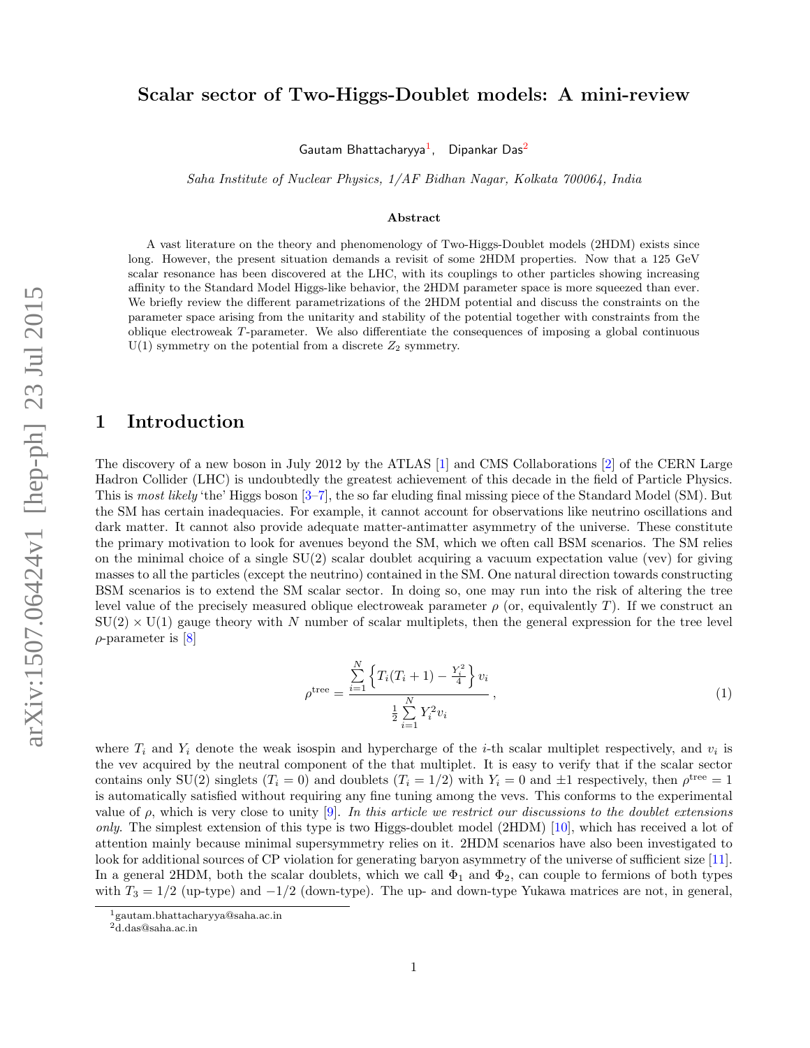# Scalar sector of Two-Higgs-Doublet models: A mini-review

Gautam Bhattacharyya[1], Dipankar Das[2]

*Saha Institute of Nuclear Physics, 1/AF Bidhan Nagar, Kolkata 700064, India*

### Abstract

A vast literature on the theory and phenomenology of Two-Higgs-Doublet models (2HDM) exists since long. However, the present situation demands a revisit of some 2HDM properties. Now that a 125 GeV scalar resonance has been discovered at the LHC, with its couplings to other particles showing increasing affinity to the Standard Model Higgs-like behavior, the 2HDM parameter space is more squeezed than ever. We briefly review the different parametrizations of the 2HDM potential and discuss the constraints on the parameter space arising from the unitarity and stability of the potential together with constraints from the oblique electroweak $T$-parameter. We also differentiate the consequences of imposing a global continuous U(1) symmetry on the potential from a discrete $Z_2$ symmetry.

## 1 Introduction

The discovery of a new boson in July 2012 by the ATLAS [1] and CMS Collaborations [2] of the CERN Large Hadron Collider (LHC) is undoubtedly the greatest achievement of this decade in the field of Particle Physics. This is *most likely* 'the' Higgs boson [3–7], the so far eluding final missing piece of the Standard Model (SM). But the SM has certain inadequacies. For example, it cannot account for observations like neutrino oscillations and dark matter. It cannot also provide adequate matter-antimatter asymmetry of the universe. These constitute the primary motivation to look for avenues beyond the SM, which we often call BSM scenarios. The SM relies on the minimal choice of a single SU(2) scalar doublet acquiring a vacuum expectation value (vev) for giving masses to all the particles (except the neutrino) contained in the SM. One natural direction towards constructing BSM scenarios is to extend the SM scalar sector. In doing so, one may run into the risk of altering the tree level value of the precisely measured oblique electroweak parameter $\rho$ (or, equivalently $T$). If we construct an $\mathrm{SU(2)} \times \mathrm{U(1)}$ gauge theory with $N$ number of scalar multiplets, then the general expression for the tree level $\rho$-parameter is [8]

$$\rho^{\rm tree} = \frac{\sum\limits_{i=1}^{N} \left\{ T_i(T_i+1) - \frac{Y_i^2}{4} \right\} v_i}{\frac{1}{2}\sum\limits_{i=1}^{N} Y_i^2 v_i}\,, \tag{1}$$

where $T_i$ and $Y_i$ denote the weak isospin and hypercharge of the $i$-th scalar multiplet respectively, and $v_i$ is the vev acquired by the neutral component of the that multiplet. It is easy to verify that if the scalar sector contains only SU(2) singlets ($T_i = 0$) and doublets ($T_i = 1/2$) with $Y_i = 0$ and $\pm 1$ respectively, then $\rho^{\rm tree} = 1$ is automatically satisfied without requiring any fine tuning among the vevs. This conforms to the experimental value of $\rho$, which is very close to unity [9]. *In this article we restrict our discussions to the doublet extensions only*. The simplest extension of this type is two Higgs-doublet model (2HDM) [10], which has received a lot of attention mainly because minimal supersymmetry relies on it. 2HDM scenarios have also been investigated to look for additional sources of CP violation for generating baryon asymmetry of the universe of sufficient size [11]. In a general 2HDM, both the scalar doublets, which we call $\Phi_1$ and $\Phi_2$, can couple to fermions of both types with $T_3 = 1/2$ (up-type) and $-1/2$ (down-type). The up- and down-type Yukawa matrices are not, in general,

[1] gautam.bhattacharyya@saha.ac.in
[2] d.das@saha.ac.in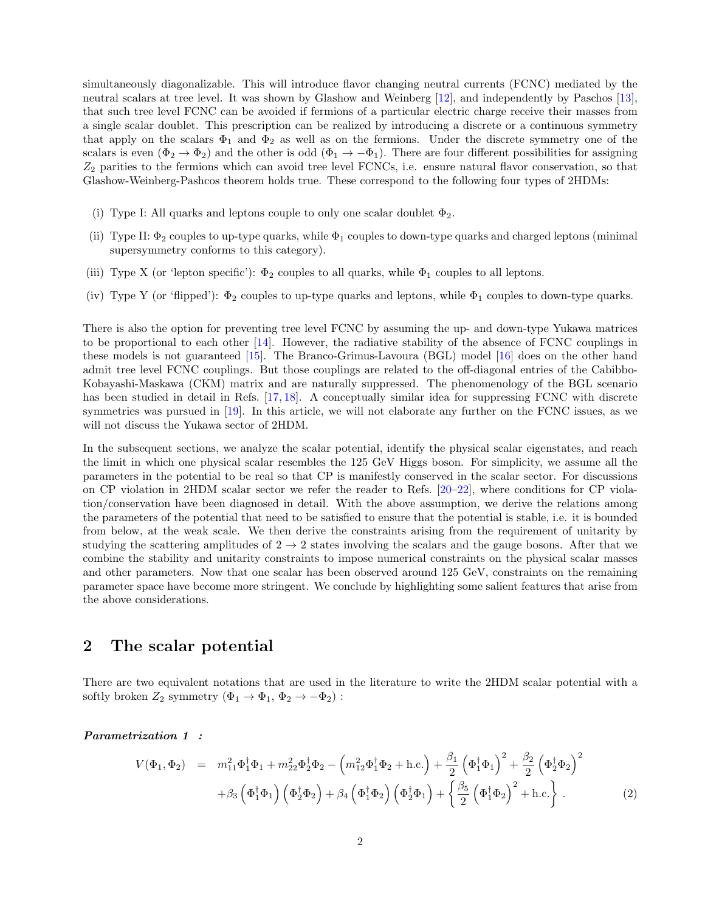simultaneously diagonalizable. This will introduce flavor changing neutral currents (FCNC) mediated by the neutral scalars at tree level. It was shown by Glashow and Weinberg [12], and independently by Paschos [13], that such tree level FCNC can be avoided if fermions of a particular electric charge receive their masses from a single scalar doublet. This prescription can be realized by introducing a discrete or a continuous symmetry that apply on the scalars $\Phi_1$ and $\Phi_2$ as well as on the fermions. Under the discrete symmetry one of the scalars is even ($\Phi_2 \to \Phi_2$) and the other is odd ($\Phi_1 \to -\Phi_1$). There are four different possibilities for assigning $Z_2$ parities to the fermions which can avoid tree level FCNCs, i.e. ensure natural flavor conservation, so that Glashow-Weinberg-Paschos theorem holds true. These correspond to the following four types of 2HDMs:

(i) Type I: All quarks and leptons couple to only one scalar doublet $\Phi_2$.

(ii) Type II: $\Phi_2$ couples to up-type quarks, while $\Phi_1$ couples to down-type quarks and charged leptons (minimal supersymmetry conforms to this category).

(iii) Type X (or 'lepton specific'): $\Phi_2$ couples to all quarks, while $\Phi_1$ couples to all leptons.

(iv) Type Y (or 'flipped'): $\Phi_2$ couples to up-type quarks and leptons, while $\Phi_1$ couples to down-type quarks.

There is also the option for preventing tree level FCNC by assuming the up- and down-type Yukawa matrices to be proportional to each other [14]. However, the radiative stability of the absence of FCNC couplings in these models is not guaranteed [15]. The Branco-Grimus-Lavoura (BGL) model [16] does on the other hand admit tree level FCNC couplings. But those couplings are related to the off-diagonal entries of the Cabibbo-Kobayashi-Maskawa (CKM) matrix and are naturally suppressed. The phenomenology of the BGL scenario has been studied in detail in Refs. [17, 18]. A conceptually similar idea for suppressing FCNC with discrete symmetries was pursued in [19]. In this article, we will not elaborate any further on the FCNC issues, as we will not discuss the Yukawa sector of 2HDM.

In the subsequent sections, we analyze the scalar potential, identify the physical scalar eigenstates, and reach the limit in which one physical scalar resembles the 125 GeV Higgs boson. For simplicity, we assume all the parameters in the potential to be real so that CP is manifestly conserved in the scalar sector. For discussions on CP violation in 2HDM scalar sector we refer the reader to Refs. [20–22], where conditions for CP violation/conservation have been diagnosed in detail. With the above assumption, we derive the relations among the parameters of the potential that need to be satisfied to ensure that the potential is stable, i.e. it is bounded from below, at the weak scale. We then derive the constraints arising from the requirement of unitarity by studying the scattering amplitudes of $2 \to 2$ states involving the scalars and the gauge bosons. After that we combine the stability and unitarity constraints to impose numerical constraints on the physical scalar masses and other parameters. Now that one scalar has been observed around 125 GeV, constraints on the remaining parameter space have become more stringent. We conclude by highlighting some salient features that arise from the above considerations.

## 2 The scalar potential

There are two equivalent notations that are used in the literature to write the 2HDM scalar potential with a softly broken $Z_2$ symmetry ($\Phi_1 \to \Phi_1$, $\Phi_2 \to -\Phi_2$) :

***Parametrization 1 :***

$$
\begin{aligned}
V(\Phi_1, \Phi_2) \;=\;& m_{11}^2 \Phi_1^\dagger \Phi_1 + m_{22}^2 \Phi_2^\dagger \Phi_2 - \left( m_{12}^2 \Phi_1^\dagger \Phi_2 + \text{h.c.} \right) + \frac{\beta_1}{2} \left( \Phi_1^\dagger \Phi_1 \right)^2 + \frac{\beta_2}{2} \left( \Phi_2^\dagger \Phi_2 \right)^2 \\
&+ \beta_3 \left( \Phi_1^\dagger \Phi_1 \right) \left( \Phi_2^\dagger \Phi_2 \right) + \beta_4 \left( \Phi_1^\dagger \Phi_2 \right) \left( \Phi_2^\dagger \Phi_1 \right) + \left\{ \frac{\beta_5}{2} \left( \Phi_1^\dagger \Phi_2 \right)^2 + \text{h.c.} \right\} . \qquad (2)
\end{aligned}
$$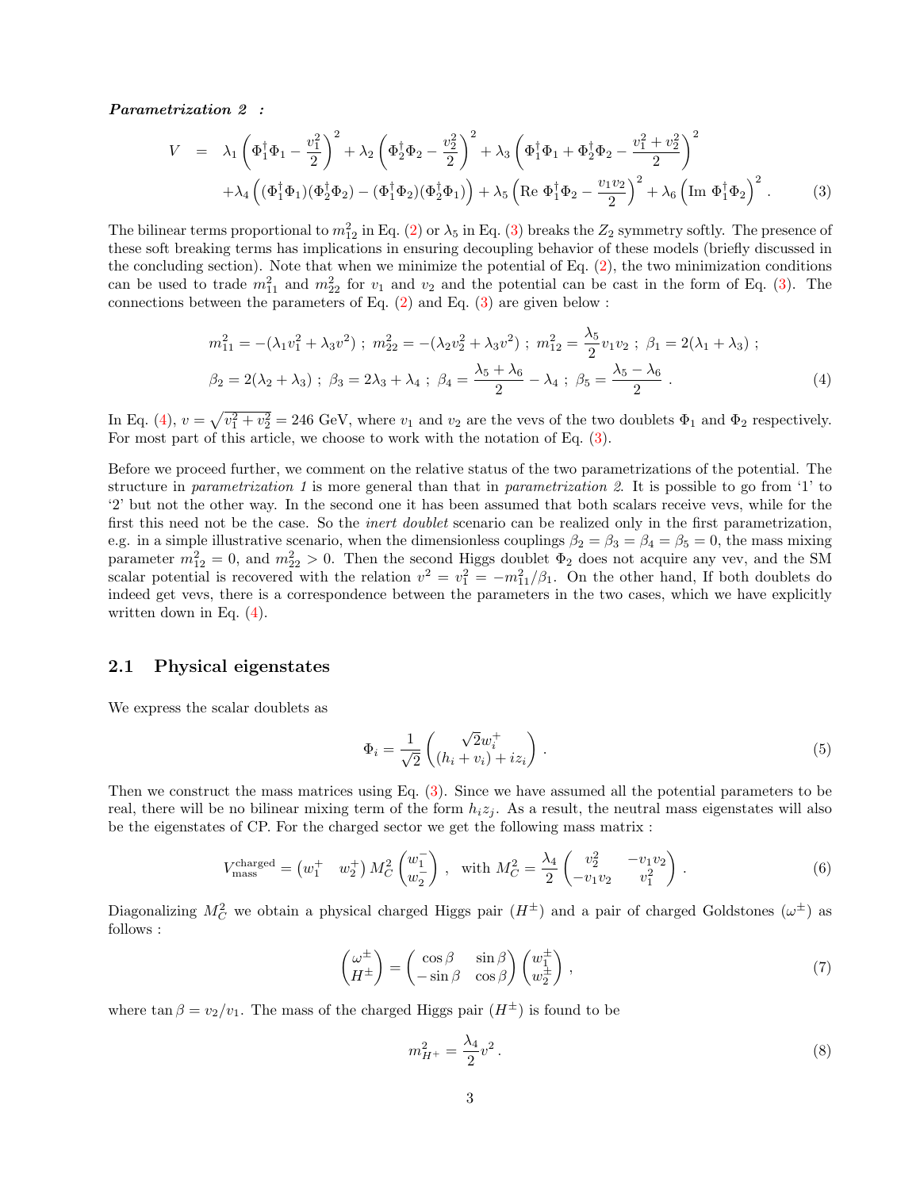***Parametrization 2 :***

$$
\begin{aligned}
V &= \lambda_1 \left(\Phi_1^\dagger \Phi_1 - \frac{v_1^2}{2}\right)^2 + \lambda_2 \left(\Phi_2^\dagger \Phi_2 - \frac{v_2^2}{2}\right)^2 + \lambda_3 \left(\Phi_1^\dagger \Phi_1 + \Phi_2^\dagger \Phi_2 - \frac{v_1^2+v_2^2}{2}\right)^2 \\
&\quad + \lambda_4 \left((\Phi_1^\dagger \Phi_1)(\Phi_2^\dagger \Phi_2) - (\Phi_1^\dagger \Phi_2)(\Phi_2^\dagger \Phi_1)\right) + \lambda_5 \left(\text{Re } \Phi_1^\dagger \Phi_2 - \frac{v_1 v_2}{2}\right)^2 + \lambda_6 \left(\text{Im } \Phi_1^\dagger \Phi_2\right)^2 . \qquad (3)
\end{aligned}
$$

The bilinear terms proportional to $m_{12}^2$ in Eq. (2) or $\lambda_5$ in Eq. (3) breaks the $Z_2$ symmetry softly. The presence of these soft breaking terms has implications in ensuring decoupling behavior of these models (briefly discussed in the concluding section). Note that when we minimize the potential of Eq. (2), the two minimization conditions can be used to trade $m_{11}^2$ and $m_{22}^2$ for $v_1$ and $v_2$ and the potential can be cast in the form of Eq. (3). The connections between the parameters of Eq. (2) and Eq. (3) are given below :

$$
\begin{aligned}
& m_{11}^2 = -(\lambda_1 v_1^2 + \lambda_3 v^2) \ ; \ m_{22}^2 = -(\lambda_2 v_2^2 + \lambda_3 v^2) \ ; \ m_{12}^2 = \frac{\lambda_5}{2} v_1 v_2 \ ; \ \beta_1 = 2(\lambda_1 + \lambda_3) \ ; \\
& \beta_2 = 2(\lambda_2 + \lambda_3) \ ; \ \beta_3 = 2\lambda_3 + \lambda_4 \ ; \ \beta_4 = \frac{\lambda_5 + \lambda_6}{2} - \lambda_4 \ ; \ \beta_5 = \frac{\lambda_5 - \lambda_6}{2} \ . \qquad (4)
\end{aligned}
$$

In Eq. (4), $v = \sqrt{v_1^2 + v_2^2} = 246$ GeV, where $v_1$ and $v_2$ are the vevs of the two doublets $\Phi_1$ and $\Phi_2$ respectively. For most part of this article, we choose to work with the notation of Eq. (3).

Before we proceed further, we comment on the relative status of the two parametrizations of the potential. The structure in *parametrization 1* is more general than that in *parametrization 2*. It is possible to go from '1' to '2' but not the other way. In the second one it has been assumed that both scalars receive vevs, while for the first this need not be the case. So the *inert doublet* scenario can be realized only in the first parametrization, e.g. in a simple illustrative scenario, when the dimensionless couplings $\beta_2 = \beta_3 = \beta_4 = \beta_5 = 0$, the mass mixing parameter $m_{12}^2 = 0$, and $m_{22}^2 > 0$. Then the second Higgs doublet $\Phi_2$ does not acquire any vev, and the SM scalar potential is recovered with the relation $v^2 = v_1^2 = -m_{11}^2/\beta_1$. On the other hand, If both doublets do indeed get vevs, there is a correspondence between the parameters in the two cases, which we have explicitly written down in Eq. (4).

## 2.1 Physical eigenstates

We express the scalar doublets as

$$
\Phi_i = \frac{1}{\sqrt{2}} \begin{pmatrix} \sqrt{2} w_i^+ \\ (h_i + v_i) + i z_i \end{pmatrix} . \qquad (5)
$$

Then we construct the mass matrices using Eq. (3). Since we have assumed all the potential parameters to be real, there will be no bilinear mixing term of the form $h_i z_j$. As a result, the neutral mass eigenstates will also be the eigenstates of CP. For the charged sector we get the following mass matrix :

$$
V_{\text{mass}}^{\text{charged}} = \begin{pmatrix} w_1^+ & w_2^+ \end{pmatrix} M_C^2 \begin{pmatrix} w_1^- \\ w_2^- \end{pmatrix} , \quad \text{with } M_C^2 = \frac{\lambda_4}{2} \begin{pmatrix} v_2^2 & -v_1 v_2 \\ -v_1 v_2 & v_1^2 \end{pmatrix} . \qquad (6)
$$

Diagonalizing $M_C^2$ we obtain a physical charged Higgs pair ($H^\pm$) and a pair of charged Goldstones ($\omega^\pm$) as follows :

$$
\begin{pmatrix} \omega^\pm \\ H^\pm \end{pmatrix} = \begin{pmatrix} \cos\beta & \sin\beta \\ -\sin\beta & \cos\beta \end{pmatrix} \begin{pmatrix} w_1^\pm \\ w_2^\pm \end{pmatrix} , \qquad (7)
$$

where $\tan\beta = v_2/v_1$. The mass of the charged Higgs pair ($H^\pm$) is found to be

$$
m_{H^+}^2 = \frac{\lambda_4}{2} v^2 . \qquad (8)
$$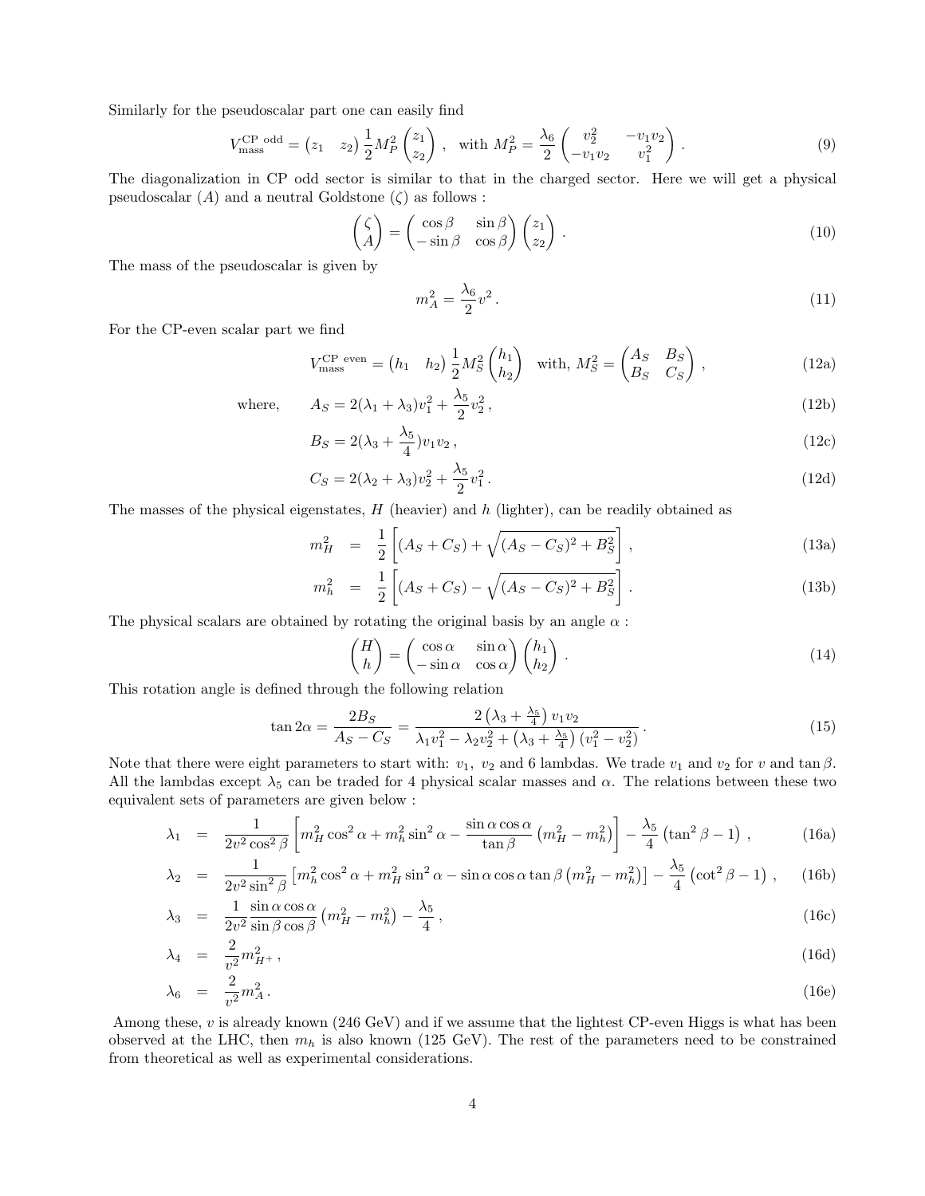Similarly for the pseudoscalar part one can easily find

$$V_{\rm mass}^{\rm CP\ odd} = \begin{pmatrix} z_1 & z_2 \end{pmatrix} \frac{1}{2} M_P^2 \begin{pmatrix} z_1 \\ z_2 \end{pmatrix} \ , \quad \text{with } M_P^2 = \frac{\lambda_6}{2} \begin{pmatrix} v_2^2 & -v_1 v_2 \\ -v_1 v_2 & v_1^2 \end{pmatrix} . \tag{9}$$

The diagonalization in CP odd sector is similar to that in the charged sector. Here we will get a physical pseudoscalar ($A$) and a neutral Goldstone ($\zeta$) as follows :

$$\begin{pmatrix} \zeta \\ A \end{pmatrix} = \begin{pmatrix} \cos\beta & \sin\beta \\ -\sin\beta & \cos\beta \end{pmatrix} \begin{pmatrix} z_1 \\ z_2 \end{pmatrix} . \tag{10}$$

The mass of the pseudoscalar is given by

$$m_A^2 = \frac{\lambda_6}{2} v^2 . \tag{11}$$

For the CP-even scalar part we find

$$V_{\rm mass}^{\rm CP\ even} = \begin{pmatrix} h_1 & h_2 \end{pmatrix} \frac{1}{2} M_S^2 \begin{pmatrix} h_1 \\ h_2 \end{pmatrix} \quad \text{with, } M_S^2 = \begin{pmatrix} A_S & B_S \\ B_S & C_S \end{pmatrix} , \tag{12a}$$

where,

$$A_S = 2(\lambda_1 + \lambda_3) v_1^2 + \frac{\lambda_5}{2} v_2^2 , \tag{12b}$$

$$B_S = 2(\lambda_3 + \frac{\lambda_5}{4}) v_1 v_2 , \tag{12c}$$

$$C_S = 2(\lambda_2 + \lambda_3) v_2^2 + \frac{\lambda_5}{2} v_1^2 . \tag{12d}$$

The masses of the physical eigenstates, $H$ (heavier) and $h$ (lighter), can be readily obtained as

$$m_H^2 = \frac{1}{2}\left[ (A_S + C_S) + \sqrt{(A_S - C_S)^2 + B_S^2} \right] , \tag{13a}$$

$$m_h^2 = \frac{1}{2}\left[ (A_S + C_S) - \sqrt{(A_S - C_S)^2 + B_S^2} \right] . \tag{13b}$$

The physical scalars are obtained by rotating the original basis by an angle $\alpha$ :

$$\begin{pmatrix} H \\ h \end{pmatrix} = \begin{pmatrix} \cos\alpha & \sin\alpha \\ -\sin\alpha & \cos\alpha \end{pmatrix} \begin{pmatrix} h_1 \\ h_2 \end{pmatrix} . \tag{14}$$

This rotation angle is defined through the following relation

$$\tan 2\alpha = \frac{2 B_S}{A_S - C_S} = \frac{2\left(\lambda_3 + \frac{\lambda_5}{4}\right) v_1 v_2}{\lambda_1 v_1^2 - \lambda_2 v_2^2 + \left(\lambda_3 + \frac{\lambda_5}{4}\right)(v_1^2 - v_2^2)} . \tag{15}$$

Note that there were eight parameters to start with: $v_1$, $v_2$ and 6 lambdas. We trade $v_1$ and $v_2$ for $v$ and $\tan\beta$. All the lambdas except $\lambda_5$ can be traded for 4 physical scalar masses and $\alpha$. The relations between these two equivalent sets of parameters are given below :

$$\lambda_1 = \frac{1}{2v^2\cos^2\beta}\left[ m_H^2 \cos^2\alpha + m_h^2 \sin^2\alpha - \frac{\sin\alpha\cos\alpha}{\tan\beta}\left(m_H^2 - m_h^2\right)\right] - \frac{\lambda_5}{4}\left(\tan^2\beta - 1\right) , \tag{16a}$$

$$\lambda_2 = \frac{1}{2v^2\sin^2\beta}\left[ m_h^2 \cos^2\alpha + m_H^2 \sin^2\alpha - \sin\alpha\cos\alpha\tan\beta\left(m_H^2 - m_h^2\right)\right] - \frac{\lambda_5}{4}\left(\cot^2\beta - 1\right) , \tag{16b}$$

$$\lambda_3 = \frac{1}{2v^2}\frac{\sin\alpha\cos\alpha}{\sin\beta\cos\beta}\left(m_H^2 - m_h^2\right) - \frac{\lambda_5}{4} , \tag{16c}$$

$$\lambda_4 = \frac{2}{v^2} m_{H^+}^2 , \tag{16d}$$

$$\lambda_6 = \frac{2}{v^2} m_A^2 . \tag{16e}$$

Among these, $v$ is already known (246 GeV) and if we assume that the lightest CP-even Higgs is what has been observed at the LHC, then $m_h$ is also known (125 GeV). The rest of the parameters need to be constrained from theoretical as well as experimental considerations.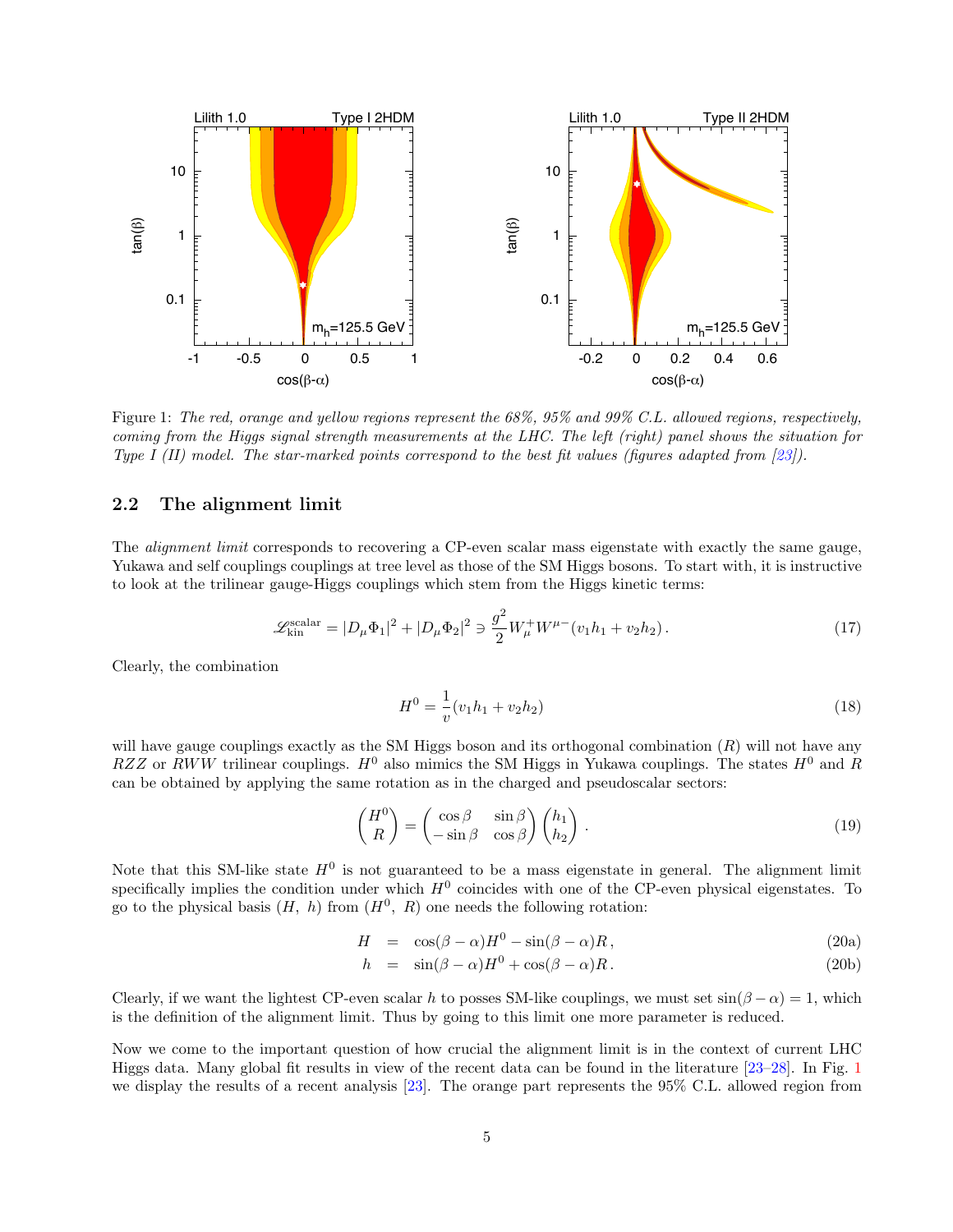Figure 1: *The red, orange and yellow regions represent the 68%, 95% and 99% C.L. allowed regions, respectively, coming from the Higgs signal strength measurements at the LHC. The left (right) panel shows the situation for Type I (II) model. The star-marked points correspond to the best fit values (figures adapted from [23]).*

### 2.2 The alignment limit

The *alignment limit* corresponds to recovering a CP-even scalar mass eigenstate with exactly the same gauge, Yukawa and self couplings couplings at tree level as those of the SM Higgs bosons. To start with, it is instructive to look at the trilinear gauge-Higgs couplings which stem from the Higgs kinetic terms:

$$\mathscr{L}_{\rm kin}^{\rm scalar} = |D_\mu \Phi_1|^2 + |D_\mu \Phi_2|^2 \ni \frac{g^2}{2} W_\mu^+ W^{\mu -} (v_1 h_1 + v_2 h_2)\,. \tag{17}$$

Clearly, the combination

$$H^0 = \frac{1}{v}(v_1 h_1 + v_2 h_2) \tag{18}$$

will have gauge couplings exactly as the SM Higgs boson and its orthogonal combination ($R$) will not have any $RZZ$ or $RWW$ trilinear couplings. $H^0$ also mimics the SM Higgs in Yukawa couplings. The states $H^0$ and $R$ can be obtained by applying the same rotation as in the charged and pseudoscalar sectors:

$$\begin{pmatrix} H^0 \\ R \end{pmatrix} = \begin{pmatrix} \cos\beta & \sin\beta \\ -\sin\beta & \cos\beta \end{pmatrix} \begin{pmatrix} h_1 \\ h_2 \end{pmatrix}\,. \tag{19}$$

Note that this SM-like state $H^0$ is not guaranteed to be a mass eigenstate in general. The alignment limit specifically implies the condition under which $H^0$ coincides with one of the CP-even physical eigenstates. To go to the physical basis ($H$, $h$) from ($H^0$, $R$) one needs the following rotation:

$$H = \cos(\beta-\alpha) H^0 - \sin(\beta-\alpha) R\,, \tag{20a}$$

$$h = \sin(\beta-\alpha) H^0 + \cos(\beta-\alpha) R\,. \tag{20b}$$

Clearly, if we want the lightest CP-even scalar $h$ to posses SM-like couplings, we must set $\sin(\beta-\alpha) = 1$, which is the definition of the alignment limit. Thus by going to this limit one more parameter is reduced.

Now we come to the important question of how crucial the alignment limit is in the context of current LHC Higgs data. Many global fit results in view of the recent data can be found in the literature [23–28]. In Fig. 1 we display the results of a recent analysis [23]. The orange part represents the 95% C.L. allowed region from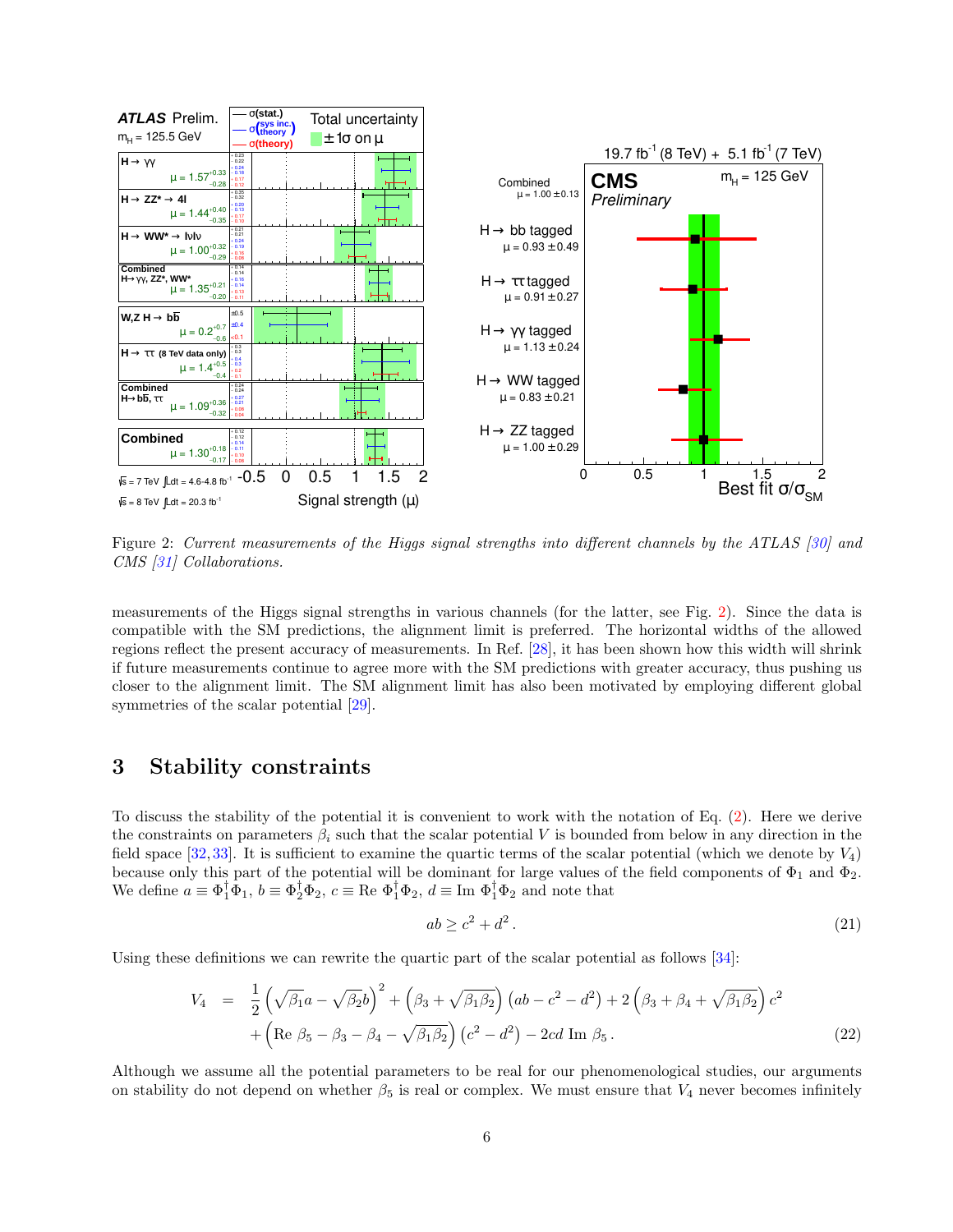Figure 2: *Current measurements of the Higgs signal strengths into different channels by the ATLAS [30] and CMS [31] Collaborations.*

measurements of the Higgs signal strengths in various channels (for the latter, see Fig. 2). Since the data is compatible with the SM predictions, the alignment limit is preferred. The horizontal widths of the allowed regions reflect the present accuracy of measurements. In Ref. [28], it has been shown how this width will shrink if future measurements continue to agree more with the SM predictions with greater accuracy, thus pushing us closer to the alignment limit. The SM alignment limit has also been motivated by employing different global symmetries of the scalar potential [29].

## 3 Stability constraints

To discuss the stability of the potential it is convenient to work with the notation of Eq. (2). Here we derive the constraints on parameters $\beta_i$ such that the scalar potential $V$ is bounded from below in any direction in the field space [32, 33]. It is sufficient to examine the quartic terms of the scalar potential (which we denote by $V_4$) because only this part of the potential will be dominant for large values of the field components of $\Phi_1$ and $\Phi_2$. We define $a \equiv \Phi_1^\dagger\Phi_1$, $b \equiv \Phi_2^\dagger\Phi_2$, $c \equiv \text{Re}\ \Phi_1^\dagger\Phi_2$, $d \equiv \text{Im}\ \Phi_1^\dagger\Phi_2$ and note that

$$ab \geq c^2 + d^2 \,. \tag{21}$$

Using these definitions we can rewrite the quartic part of the scalar potential as follows [34]:

$$\begin{aligned} V_4 \;=\; & \frac{1}{2}\left(\sqrt{\beta_1}a - \sqrt{\beta_2}b\right)^2 + \left(\beta_3 + \sqrt{\beta_1\beta_2}\right)\left(ab - c^2 - d^2\right) + 2\left(\beta_3 + \beta_4 + \sqrt{\beta_1\beta_2}\right)c^2 \\ & + \left(\text{Re}\ \beta_5 - \beta_3 - \beta_4 - \sqrt{\beta_1\beta_2}\right)\left(c^2 - d^2\right) - 2cd\ \text{Im}\ \beta_5 \,. \end{aligned} \tag{22}$$

Although we assume all the potential parameters to be real for our phenomenological studies, our arguments on stability do not depend on whether $\beta_5$ is real or complex. We must ensure that $V_4$ never becomes infinitely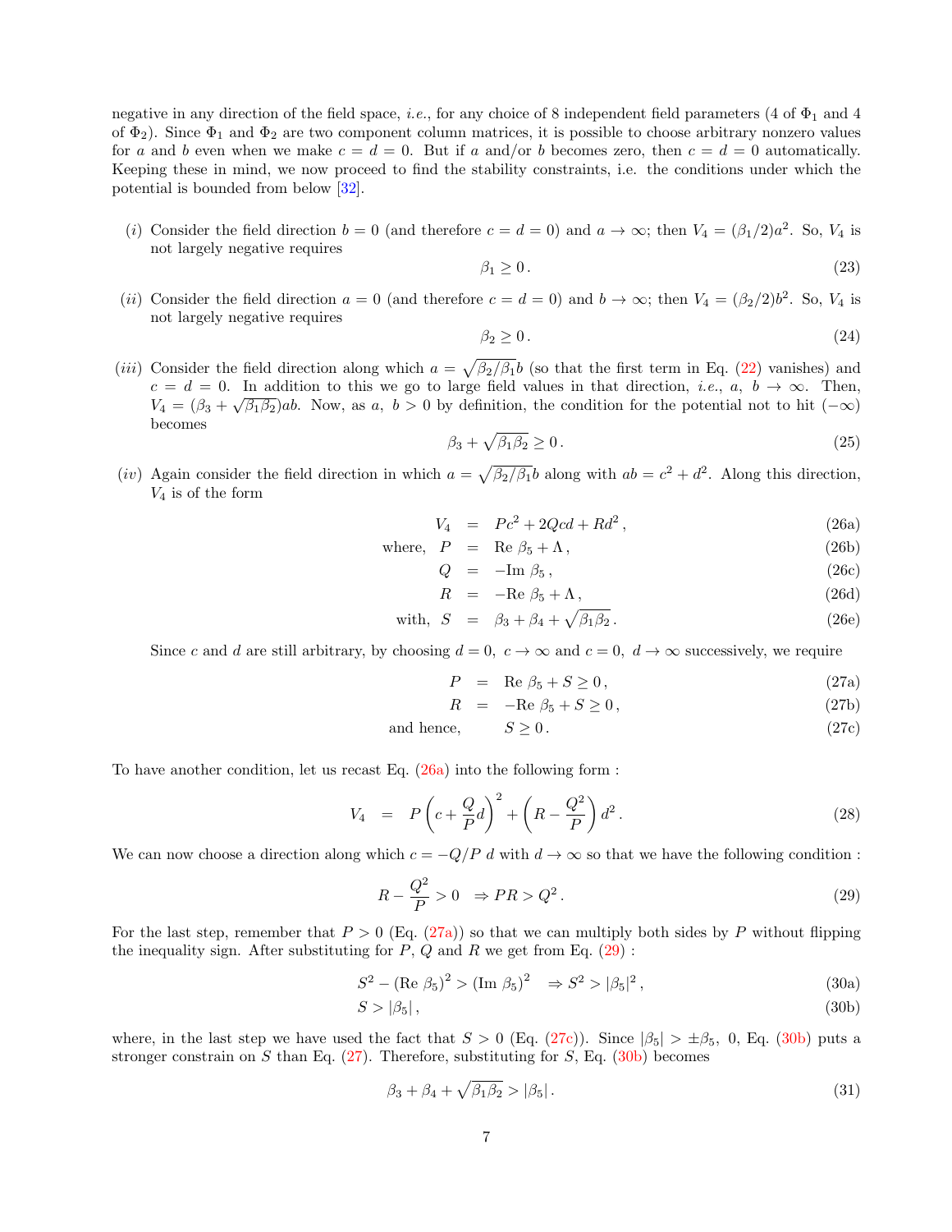negative in any direction of the field space, *i.e.*, for any choice of 8 independent field parameters (4 of $\Phi_1$ and 4 of $\Phi_2$). Since $\Phi_1$ and $\Phi_2$ are two component column matrices, it is possible to choose arbitrary nonzero values for $a$ and $b$ even when we make $c = d = 0$. But if $a$ and/or $b$ becomes zero, then $c = d = 0$ automatically. Keeping these in mind, we now proceed to find the stability constraints, i.e. the conditions under which the potential is bounded from below [32].

($i$) Consider the field direction $b = 0$ (and therefore $c = d = 0$) and $a \to \infty$; then $V_4 = (\beta_1/2)a^2$. So, $V_4$ is not largely negative requires

$$\beta_1 \geq 0\,. \tag{23}$$

($ii$) Consider the field direction $a = 0$ (and therefore $c = d = 0$) and $b \to \infty$; then $V_4 = (\beta_2/2)b^2$. So, $V_4$ is not largely negative requires

$$\beta_2 \geq 0\,. \tag{24}$$

($iii$) Consider the field direction along which $a = \sqrt{\beta_2/\beta_1}b$ (so that the first term in Eq. (22) vanishes) and $c = d = 0$. In addition to this we go to large field values in that direction, *i.e.*, $a,\ b \to \infty$. Then, $V_4 = (\beta_3 + \sqrt{\beta_1\beta_2})ab$. Now, as $a,\ b > 0$ by definition, the condition for the potential not to hit $(-\infty)$ becomes

$$\beta_3 + \sqrt{\beta_1\beta_2} \geq 0\,. \tag{25}$$

($iv$) Again consider the field direction in which $a = \sqrt{\beta_2/\beta_1}b$ along with $ab = c^2 + d^2$. Along this direction, $V_4$ is of the form

$$\begin{aligned}
V_4 &= Pc^2 + 2Qcd + Rd^2\,, && (26a)\\
\text{where,}\ \ P &= \text{Re}\ \beta_5 + \Lambda\,, && (26b)\\
Q &= -\text{Im}\ \beta_5\,, && (26c)\\
R &= -\text{Re}\ \beta_5 + \Lambda\,, && (26d)\\
\text{with,}\ \ S &= \beta_3 + \beta_4 + \sqrt{\beta_1\beta_2}\,. && (26e)
\end{aligned}$$

Since $c$ and $d$ are still arbitrary, by choosing $d = 0,\ c \to \infty$ and $c = 0,\ d \to \infty$ successively, we require

$$\begin{aligned}
P &= \text{Re}\ \beta_5 + S \geq 0\,, && (27a)\\
R &= -\text{Re}\ \beta_5 + S \geq 0\,, && (27b)\\
\text{and hence,} \qquad & S \geq 0\,. && (27c)
\end{aligned}$$

To have another condition, let us recast Eq. (26a) into the following form :

$$V_4 \;=\; P\left(c + \frac{Q}{P}d\right)^2 + \left(R - \frac{Q^2}{P}\right)d^2\,. \tag{28}$$

We can now choose a direction along which $c = -Q/P\ d$ with $d \to \infty$ so that we have the following condition :

$$R - \frac{Q^2}{P} > 0 \quad \Rightarrow PR > Q^2\,. \tag{29}$$

For the last step, remember that $P > 0$ (Eq. (27a)) so that we can multiply both sides by $P$ without flipping the inequality sign. After substituting for $P$, $Q$ and $R$ we get from Eq. (29) :

$$\begin{aligned}
& S^2 - (\text{Re}\ \beta_5)^2 > (\text{Im}\ \beta_5)^2 \quad \Rightarrow S^2 > |\beta_5|^2\,, && (30a)\\
& S > |\beta_5|\,, && (30b)
\end{aligned}$$

where, in the last step we have used the fact that $S > 0$ (Eq. (27c)). Since $|\beta_5| > \pm\beta_5,\ 0$, Eq. (30b) puts a stronger constrain on $S$ than Eq. (27). Therefore, substituting for $S$, Eq. (30b) becomes

$$\beta_3 + \beta_4 + \sqrt{\beta_1\beta_2} > |\beta_5|\,. \tag{31}$$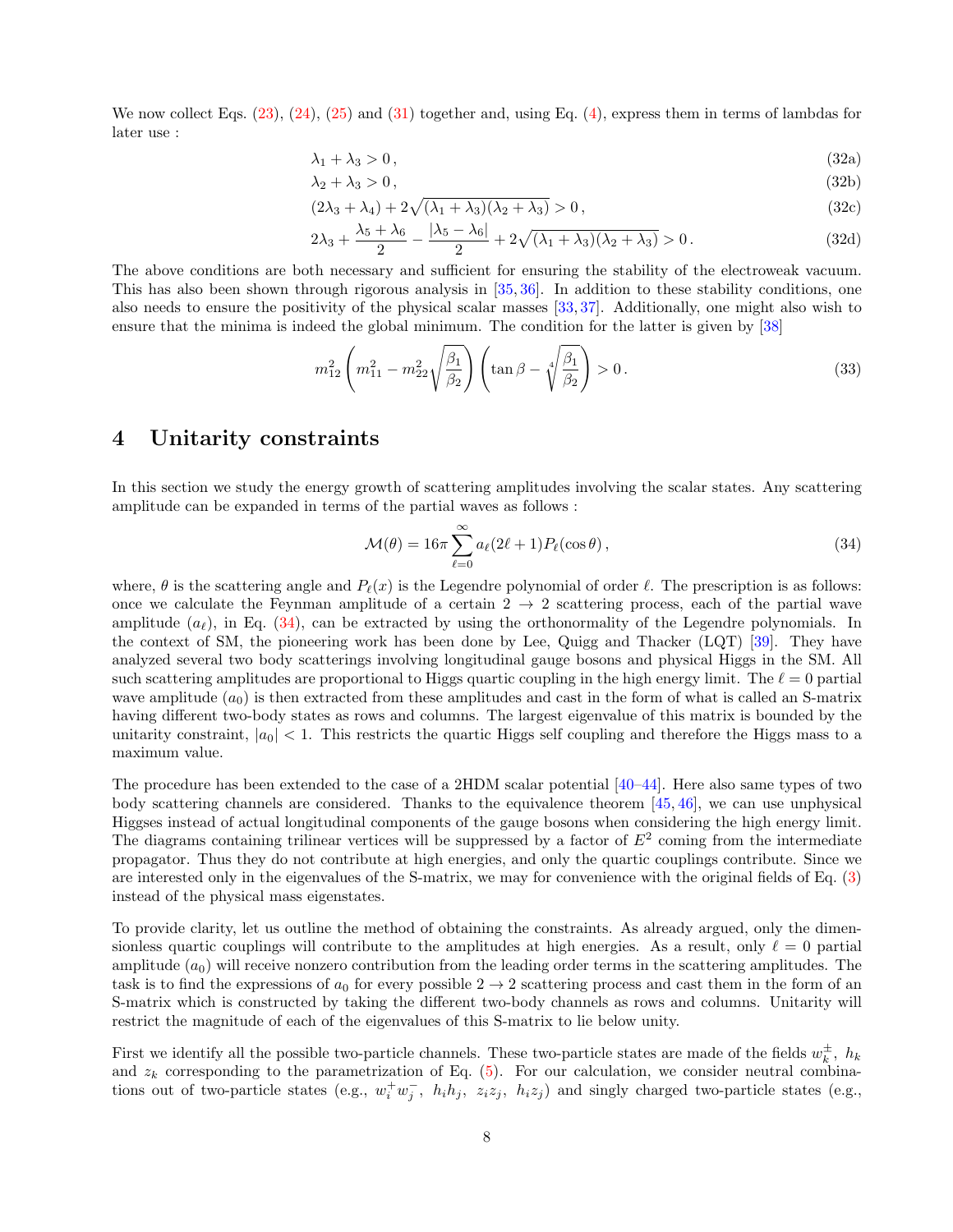We now collect Eqs. (23), (24), (25) and (31) together and, using Eq. (4), express them in terms of lambdas for later use :

$$\lambda_1 + \lambda_3 > 0\,, \tag{32a}$$

$$\lambda_2 + \lambda_3 > 0\,, \tag{32b}$$

$$(2\lambda_3 + \lambda_4) + 2\sqrt{(\lambda_1 + \lambda_3)(\lambda_2 + \lambda_3)} > 0\,, \tag{32c}$$

$$2\lambda_3 + \frac{\lambda_5 + \lambda_6}{2} - \frac{|\lambda_5 - \lambda_6|}{2} + 2\sqrt{(\lambda_1 + \lambda_3)(\lambda_2 + \lambda_3)} > 0\,. \tag{32d}$$

The above conditions are both necessary and sufficient for ensuring the stability of the electroweak vacuum. This has also been shown through rigorous analysis in [35, 36]. In addition to these stability conditions, one also needs to ensure the positivity of the physical scalar masses [33, 37]. Additionally, one might also wish to ensure that the minima is indeed the global minimum. The condition for the latter is given by [38]

$$m_{12}^2 \left( m_{11}^2 - m_{22}^2 \sqrt{\frac{\beta_1}{\beta_2}} \right) \left( \tan\beta - \sqrt[4]{\frac{\beta_1}{\beta_2}} \right) > 0\,. \tag{33}$$

## 4 Unitarity constraints

In this section we study the energy growth of scattering amplitudes involving the scalar states. Any scattering amplitude can be expanded in terms of the partial waves as follows :

$$\mathcal{M}(\theta) = 16\pi \sum_{\ell=0}^{\infty} a_\ell (2\ell + 1) P_\ell(\cos\theta)\,, \tag{34}$$

where, $\theta$ is the scattering angle and $P_\ell(x)$ is the Legendre polynomial of order $\ell$. The prescription is as follows: once we calculate the Feynman amplitude of a certain $2 \to 2$ scattering process, each of the partial wave amplitude ($a_\ell$), in Eq. (34), can be extracted by using the orthonormality of the Legendre polynomials. In the context of SM, the pioneering work has been done by Lee, Quigg and Thacker (LQT) [39]. They have analyzed several two body scatterings involving longitudinal gauge bosons and physical Higgs in the SM. All such scattering amplitudes are proportional to Higgs quartic coupling in the high energy limit. The $\ell = 0$ partial wave amplitude ($a_0$) is then extracted from these amplitudes and cast in the form of what is called an S-matrix having different two-body states as rows and columns. The largest eigenvalue of this matrix is bounded by the unitarity constraint, $|a_0| < 1$. This restricts the quartic Higgs self coupling and therefore the Higgs mass to a maximum value.

The procedure has been extended to the case of a 2HDM scalar potential [40–44]. Here also same types of two body scattering channels are considered. Thanks to the equivalence theorem [45, 46], we can use unphysical Higgses instead of actual longitudinal components of the gauge bosons when considering the high energy limit. The diagrams containing trilinear vertices will be suppressed by a factor of $E^2$ coming from the intermediate propagator. Thus they do not contribute at high energies, and only the quartic couplings contribute. Since we are interested only in the eigenvalues of the S-matrix, we may for convenience with the original fields of Eq. (3) instead of the physical mass eigenstates.

To provide clarity, let us outline the method of obtaining the constraints. As already argued, only the dimensionless quartic couplings will contribute to the amplitudes at high energies. As a result, only $\ell = 0$ partial amplitude ($a_0$) will receive nonzero contribution from the leading order terms in the scattering amplitudes. The task is to find the expressions of $a_0$ for every possible $2 \to 2$ scattering process and cast them in the form of an S-matrix which is constructed by taking the different two-body channels as rows and columns. Unitarity will restrict the magnitude of each of the eigenvalues of this S-matrix to lie below unity.

First we identify all the possible two-particle channels. These two-particle states are made of the fields $w_k^\pm$, $h_k$ and $z_k$ corresponding to the parametrization of Eq. (5). For our calculation, we consider neutral combinations out of two-particle states (e.g., $w_i^+ w_j^-$, $h_i h_j$, $z_i z_j$, $h_i z_j$) and singly charged two-particle states (e.g.,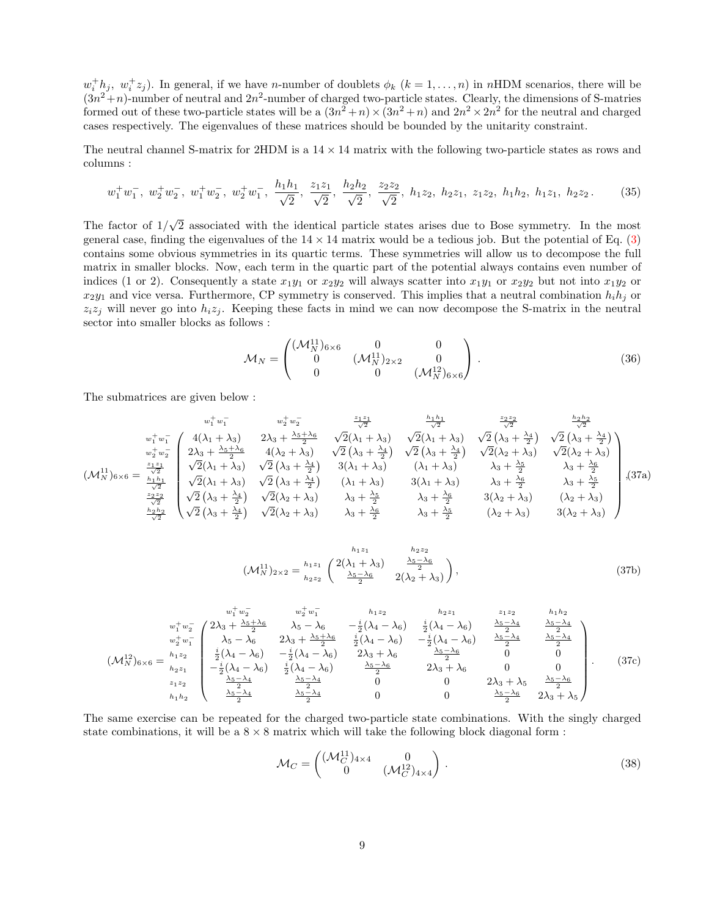$w_i^+ h_j$, $w_i^+ z_j$). In general, if we have $n$-number of doublets $\phi_k$ $(k = 1, \ldots, n)$ in $n$HDM scenarios, there will be $(3n^2+n)$-number of neutral and $2n^2$-number of charged two-particle states. Clearly, the dimensions of S-matries formed out of these two-particle states will be a $(3n^2+n)\times(3n^2+n)$ and $2n^2 \times 2n^2$ for the neutral and charged cases respectively. The eigenvalues of these matrices should be bounded by the unitarity constraint.

The neutral channel S-matrix for 2HDM is a $14 \times 14$ matrix with the following two-particle states as rows and columns :

$$w_1^+ w_1^-,\ w_2^+ w_2^-,\ w_1^+ w_2^-,\ w_2^+ w_1^-,\ \frac{h_1 h_1}{\sqrt{2}},\ \frac{z_1 z_1}{\sqrt{2}},\ \frac{h_2 h_2}{\sqrt{2}},\ \frac{z_2 z_2}{\sqrt{2}},\ h_1 z_2,\ h_2 z_1,\ z_1 z_2,\ h_1 h_2,\ h_1 z_1,\ h_2 z_2\,. \tag{35}$$

The factor of $1/\sqrt{2}$ associated with the identical particle states arises due to Bose symmetry. In the most general case, finding the eigenvalues of the $14 \times 14$ matrix would be a tedious job. But the potential of Eq. (3) contains some obvious symmetries in its quartic terms. These symmetries will allow us to decompose the full matrix in smaller blocks. Now, each term in the quartic part of the potential always contains even number of indices (1 or 2). Consequently a state $x_1 y_1$ or $x_2 y_2$ will always scatter into $x_1 y_1$ or $x_2 y_2$ but not into $x_1 y_2$ or $x_2 y_1$ and vice versa. Furthermore, CP symmetry is conserved. This implies that a neutral combination $h_i h_j$ or $z_i z_j$ will never go into $h_i z_j$. Keeping these facts in mind we can now decompose the S-matrix in the neutral sector into smaller blocks as follows :

$$\mathcal{M}_N = \begin{pmatrix} (\mathcal{M}_N^{11})_{6\times 6} & 0 & 0 \\ 0 & (\mathcal{M}_N^{11})_{2\times 2} & 0 \\ 0 & 0 & (\mathcal{M}_N^{12})_{6\times 6} \end{pmatrix}. \tag{36}$$

The submatrices are given below :

$$(\mathcal{M}_N^{11})_{6\times 6} = \begin{array}{c} w_1^+w_1^- \\ w_2^+w_2^- \\ \frac{z_1z_1}{\sqrt{2}} \\ \frac{h_1h_1}{\sqrt{2}} \\ \frac{z_2z_2}{\sqrt{2}} \\ \frac{h_2h_2}{\sqrt{2}} \end{array} \begin{pmatrix} 4(\lambda_1+\lambda_3) & 2\lambda_3+\frac{\lambda_5+\lambda_6}{2} & \sqrt{2}(\lambda_1+\lambda_3) & \sqrt{2}(\lambda_1+\lambda_3) & \sqrt{2}\left(\lambda_3+\frac{\lambda_4}{2}\right) & \sqrt{2}\left(\lambda_3+\frac{\lambda_4}{2}\right) \\ 2\lambda_3+\frac{\lambda_5+\lambda_6}{2} & 4(\lambda_2+\lambda_3) & \sqrt{2}\left(\lambda_3+\frac{\lambda_4}{2}\right) & \sqrt{2}\left(\lambda_3+\frac{\lambda_4}{2}\right) & \sqrt{2}(\lambda_2+\lambda_3) & \sqrt{2}(\lambda_2+\lambda_3) \\ \sqrt{2}(\lambda_1+\lambda_3) & \sqrt{2}\left(\lambda_3+\frac{\lambda_4}{2}\right) & 3(\lambda_1+\lambda_3) & (\lambda_1+\lambda_3) & \lambda_3+\frac{\lambda_5}{2} & \lambda_3+\frac{\lambda_6}{2} \\ \sqrt{2}(\lambda_1+\lambda_3) & \sqrt{2}\left(\lambda_3+\frac{\lambda_4}{2}\right) & (\lambda_1+\lambda_3) & 3(\lambda_1+\lambda_3) & \lambda_3+\frac{\lambda_6}{2} & \lambda_3+\frac{\lambda_5}{2} \\ \sqrt{2}\left(\lambda_3+\frac{\lambda_4}{2}\right) & \sqrt{2}(\lambda_2+\lambda_3) & \lambda_3+\frac{\lambda_5}{2} & \lambda_3+\frac{\lambda_6}{2} & 3(\lambda_2+\lambda_3) & (\lambda_2+\lambda_3) \\ \sqrt{2}\left(\lambda_3+\frac{\lambda_4}{2}\right) & \sqrt{2}(\lambda_2+\lambda_3) & \lambda_3+\frac{\lambda_6}{2} & \lambda_3+\frac{\lambda_5}{2} & (\lambda_2+\lambda_3) & 3(\lambda_2+\lambda_3) \end{pmatrix}, \tag{37a}$$

with columns ordered as $w_1^+w_1^-$, $w_2^+w_2^-$, $\frac{z_1z_1}{\sqrt{2}}$, $\frac{h_1h_1}{\sqrt{2}}$, $\frac{z_2z_2}{\sqrt{2}}$, $\frac{h_2h_2}{\sqrt{2}}$.

$$(\mathcal{M}_N^{11})_{2\times 2} = \begin{array}{c} h_1z_1 \\ h_2z_2 \end{array} \begin{pmatrix} 2(\lambda_1+\lambda_3) & \frac{\lambda_5-\lambda_6}{2} \\ \frac{\lambda_5-\lambda_6}{2} & 2(\lambda_2+\lambda_3) \end{pmatrix}, \tag{37b}$$

with columns ordered as $h_1z_1$, $h_2z_2$.

$$(\mathcal{M}_N^{12})_{6\times 6} = \begin{array}{c} w_1^+w_2^- \\ w_2^+w_1^- \\ h_1z_2 \\ h_2z_1 \\ z_1z_2 \\ h_1h_2 \end{array} \begin{pmatrix} 2\lambda_3+\frac{\lambda_5+\lambda_6}{2} & \lambda_5-\lambda_6 & -\frac{i}{2}(\lambda_4-\lambda_6) & \frac{i}{2}(\lambda_4-\lambda_6) & \frac{\lambda_5-\lambda_4}{2} & \frac{\lambda_5-\lambda_4}{2} \\ \lambda_5-\lambda_6 & 2\lambda_3+\frac{\lambda_5+\lambda_6}{2} & \frac{i}{2}(\lambda_4-\lambda_6) & -\frac{i}{2}(\lambda_4-\lambda_6) & \frac{\lambda_5-\lambda_4}{2} & \frac{\lambda_5-\lambda_4}{2} \\ \frac{i}{2}(\lambda_4-\lambda_6) & -\frac{i}{2}(\lambda_4-\lambda_6) & 2\lambda_3+\lambda_6 & \frac{\lambda_5-\lambda_6}{2} & 0 & 0 \\ -\frac{i}{2}(\lambda_4-\lambda_6) & \frac{i}{2}(\lambda_4-\lambda_6) & \frac{\lambda_5-\lambda_6}{2} & 2\lambda_3+\lambda_6 & 0 & 0 \\ \frac{\lambda_5-\lambda_4}{2} & \frac{\lambda_5-\lambda_4}{2} & 0 & 0 & 2\lambda_3+\lambda_5 & \frac{\lambda_5-\lambda_6}{2} \\ \frac{\lambda_5-\lambda_4}{2} & \frac{\lambda_5-\lambda_4}{2} & 0 & 0 & \frac{\lambda_5-\lambda_6}{2} & 2\lambda_3+\lambda_5 \end{pmatrix}. \tag{37c}$$

with columns ordered as $w_1^+w_2^-$, $w_2^+w_1^-$, $h_1z_2$, $h_2z_1$, $z_1z_2$, $h_1h_2$.

The same exercise can be repeated for the charged two-particle state combinations. With the singly charged state combinations, it will be a $8 \times 8$ matrix which will take the following block diagonal form :

$$\mathcal{M}_C = \begin{pmatrix} (\mathcal{M}_C^{11})_{4\times 4} & 0 \\ 0 & (\mathcal{M}_C^{12})_{4\times 4} \end{pmatrix}. \tag{38}$$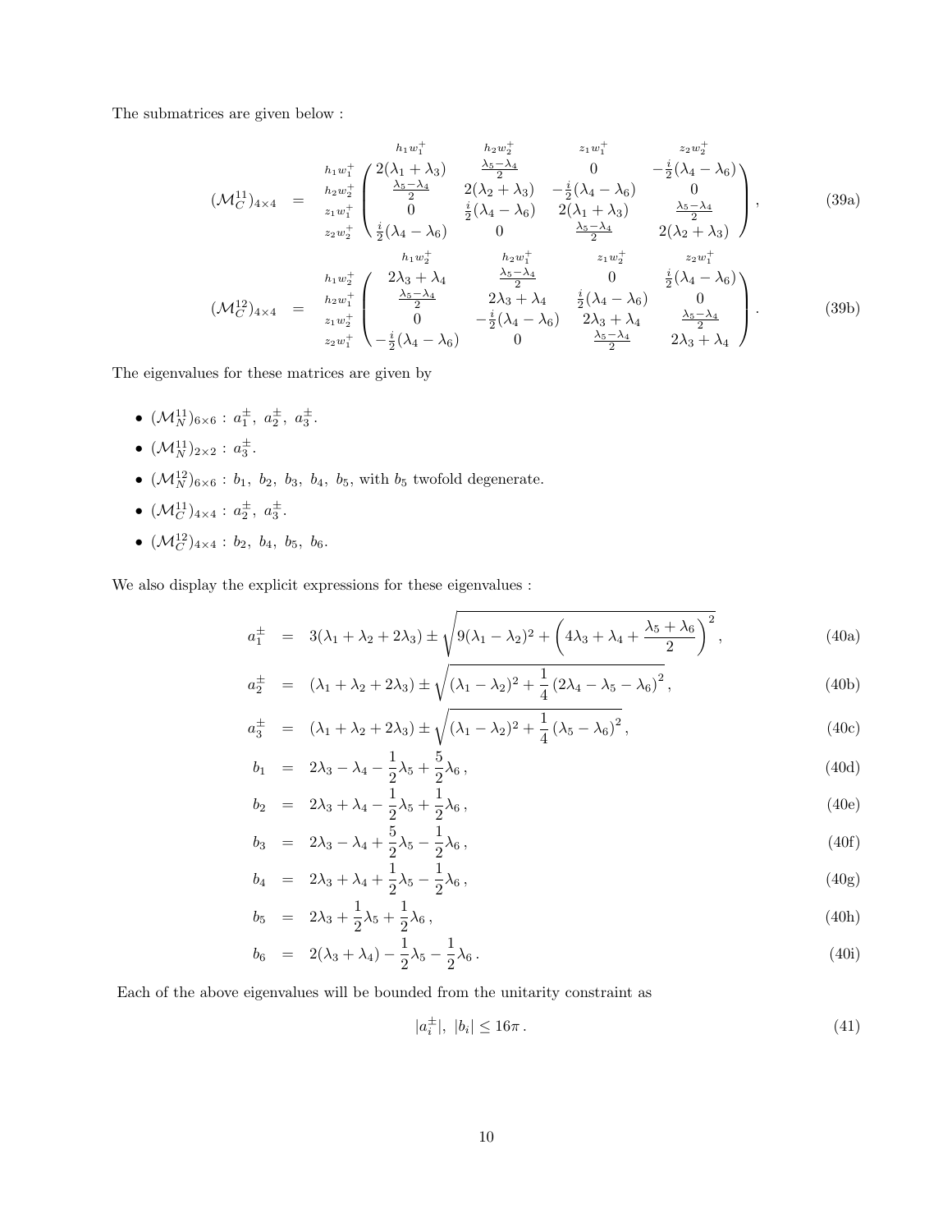The submatrices are given below :

$$
(\mathcal{M}_C^{11})_{4\times4} \;=\; \begin{array}{c} \\ h_1w_1^+ \\ h_2w_2^+ \\ z_1w_1^+ \\ z_2w_2^+ \end{array} \begin{array}{c} \begin{array}{cccc} h_1w_1^+ & h_2w_2^+ & z_1w_1^+ & z_2w_2^+ \end{array} \\ \begin{pmatrix} 2(\lambda_1+\lambda_3) & \frac{\lambda_5-\lambda_4}{2} & 0 & -\frac{i}{2}(\lambda_4-\lambda_6) \\ \frac{\lambda_5-\lambda_4}{2} & 2(\lambda_2+\lambda_3) & -\frac{i}{2}(\lambda_4-\lambda_6) & 0 \\ 0 & \frac{i}{2}(\lambda_4-\lambda_6) & 2(\lambda_1+\lambda_3) & \frac{\lambda_5-\lambda_4}{2} \\ \frac{i}{2}(\lambda_4-\lambda_6) & 0 & \frac{\lambda_5-\lambda_4}{2} & 2(\lambda_2+\lambda_3) \end{pmatrix} \end{array}, \tag{39a}
$$

$$
(\mathcal{M}_C^{12})_{4\times4} \;=\; \begin{array}{c} \\ h_1w_2^+ \\ h_2w_1^+ \\ z_1w_2^+ \\ z_2w_1^+ \end{array} \begin{array}{c} \begin{array}{cccc} h_1w_2^+ & h_2w_1^+ & z_1w_2^+ & z_2w_1^+ \end{array} \\ \begin{pmatrix} 2\lambda_3+\lambda_4 & \frac{\lambda_5-\lambda_4}{2} & 0 & \frac{i}{2}(\lambda_4-\lambda_6) \\ \frac{\lambda_5-\lambda_4}{2} & 2\lambda_3+\lambda_4 & \frac{i}{2}(\lambda_4-\lambda_6) & 0 \\ 0 & -\frac{i}{2}(\lambda_4-\lambda_6) & 2\lambda_3+\lambda_4 & \frac{\lambda_5-\lambda_4}{2} \\ -\frac{i}{2}(\lambda_4-\lambda_6) & 0 & \frac{\lambda_5-\lambda_4}{2} & 2\lambda_3+\lambda_4 \end{pmatrix} \end{array}. \tag{39b}
$$

The eigenvalues for these matrices are given by

- $(\mathcal{M}_N^{11})_{6\times6}$ : $a_1^\pm,\ a_2^\pm,\ a_3^\pm$.
- $(\mathcal{M}_N^{11})_{2\times2}$ : $a_3^\pm$.
- $(\mathcal{M}_N^{12})_{6\times6}$ : $b_1,\ b_2,\ b_3,\ b_4,\ b_5$, with $b_5$ twofold degenerate.
- $(\mathcal{M}_C^{11})_{4\times4}$ : $a_2^\pm,\ a_3^\pm$.
- $(\mathcal{M}_C^{12})_{4\times4}$ : $b_2,\ b_4,\ b_5,\ b_6$.

We also display the explicit expressions for these eigenvalues :

$$
a_1^\pm = 3(\lambda_1+\lambda_2+2\lambda_3) \pm \sqrt{9(\lambda_1-\lambda_2)^2 + \left(4\lambda_3+\lambda_4+\frac{\lambda_5+\lambda_6}{2}\right)^2}\,, \tag{40a}
$$

$$
a_2^\pm = (\lambda_1+\lambda_2+2\lambda_3) \pm \sqrt{(\lambda_1-\lambda_2)^2 + \frac{1}{4}\left(2\lambda_4-\lambda_5-\lambda_6\right)^2}\,, \tag{40b}
$$

$$
a_3^\pm = (\lambda_1+\lambda_2+2\lambda_3) \pm \sqrt{(\lambda_1-\lambda_2)^2 + \frac{1}{4}\left(\lambda_5-\lambda_6\right)^2}\,, \tag{40c}
$$

$$
b_1 = 2\lambda_3 - \lambda_4 - \frac{1}{2}\lambda_5 + \frac{5}{2}\lambda_6\,, \tag{40d}
$$

$$
b_2 = 2\lambda_3 + \lambda_4 - \frac{1}{2}\lambda_5 + \frac{1}{2}\lambda_6\,, \tag{40e}
$$

$$
b_3 = 2\lambda_3 - \lambda_4 + \frac{5}{2}\lambda_5 - \frac{1}{2}\lambda_6\,, \tag{40f}
$$

$$
b_4 = 2\lambda_3 + \lambda_4 + \frac{1}{2}\lambda_5 - \frac{1}{2}\lambda_6\,, \tag{40g}
$$

$$
b_5 = 2\lambda_3 + \frac{1}{2}\lambda_5 + \frac{1}{2}\lambda_6\,, \tag{40h}
$$

$$
b_6 = 2(\lambda_3+\lambda_4) - \frac{1}{2}\lambda_5 - \frac{1}{2}\lambda_6\,. \tag{40i}
$$

Each of the above eigenvalues will be bounded from the unitarity constraint as

$$
|a_i^\pm|,\ |b_i| \leq 16\pi\,. \tag{41}
$$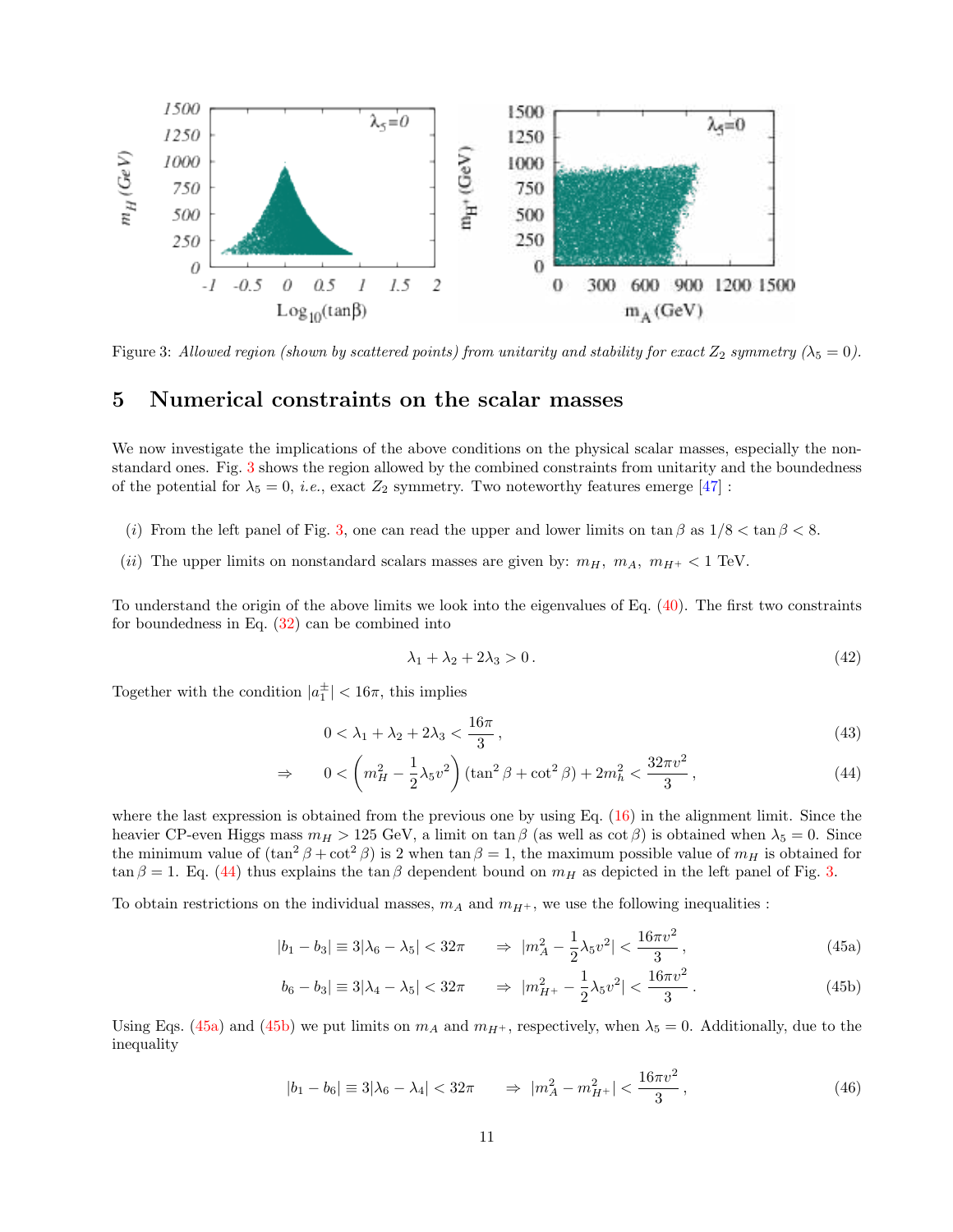Figure 3: *Allowed region (shown by scattered points) from unitarity and stability for exact $Z_2$ symmetry ($\lambda_5 = 0$).*

## 5 Numerical constraints on the scalar masses

We now investigate the implications of the above conditions on the physical scalar masses, especially the non-standard ones. Fig. 3 shows the region allowed by the combined constraints from unitarity and the boundedness of the potential for $\lambda_5 = 0$, *i.e.*, exact $Z_2$ symmetry. Two noteworthy features emerge [47] :

($i$) From the left panel of Fig. 3, one can read the upper and lower limits on $\tan\beta$ as $1/8 < \tan\beta < 8$.

($ii$) The upper limits on nonstandard scalars masses are given by: $m_H$, $m_A$, $m_{H^+} < 1$ TeV.

To understand the origin of the above limits we look into the eigenvalues of Eq. (40). The first two constraints for boundedness in Eq. (32) can be combined into

$$\lambda_1 + \lambda_2 + 2\lambda_3 > 0\,. \tag{42}$$

Together with the condition $|a_1^\pm| < 16\pi$, this implies

$$0 < \lambda_1 + \lambda_2 + 2\lambda_3 < \frac{16\pi}{3}\,, \tag{43}$$

$$\Rightarrow \quad 0 < \left(m_H^2 - \frac{1}{2}\lambda_5 v^2\right)(\tan^2\beta + \cot^2\beta) + 2m_h^2 < \frac{32\pi v^2}{3}\,, \tag{44}$$

where the last expression is obtained from the previous one by using Eq. (16) in the alignment limit. Since the heavier CP-even Higgs mass $m_H > 125$ GeV, a limit on $\tan\beta$ (as well as $\cot\beta$) is obtained when $\lambda_5 = 0$. Since the minimum value of $(\tan^2\beta + \cot^2\beta)$ is 2 when $\tan\beta = 1$, the maximum possible value of $m_H$ is obtained for $\tan\beta = 1$. Eq. (44) thus explains the $\tan\beta$ dependent bound on $m_H$ as depicted in the left panel of Fig. 3.

To obtain restrictions on the individual masses, $m_A$ and $m_{H^+}$, we use the following inequalities :

$$|b_1 - b_3| \equiv 3|\lambda_6 - \lambda_5| < 32\pi \qquad \Rightarrow \; |m_A^2 - \frac{1}{2}\lambda_5 v^2| < \frac{16\pi v^2}{3}\,, \tag{45a}$$

$$b_6 - b_3| \equiv 3|\lambda_4 - \lambda_5| < 32\pi \qquad \Rightarrow \; |m_{H^+}^2 - \frac{1}{2}\lambda_5 v^2| < \frac{16\pi v^2}{3}\,. \tag{45b}$$

Using Eqs. (45a) and (45b) we put limits on $m_A$ and $m_{H^+}$, respectively, when $\lambda_5 = 0$. Additionally, due to the inequality

$$|b_1 - b_6| \equiv 3|\lambda_6 - \lambda_4| < 32\pi \qquad \Rightarrow \; |m_A^2 - m_{H^+}^2| < \frac{16\pi v^2}{3}\,, \tag{46}$$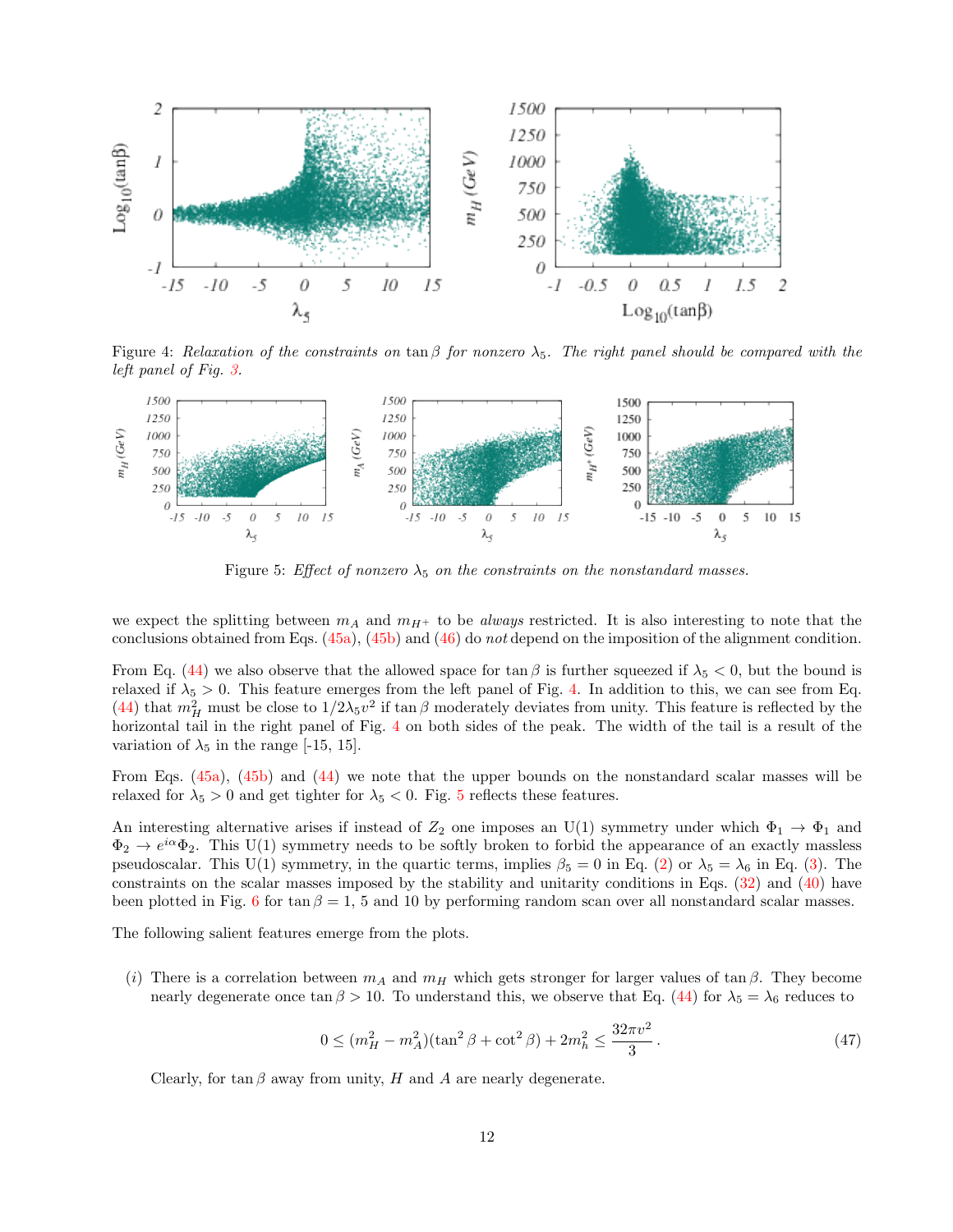Figure 4: *Relaxation of the constraints on* $\tan\beta$ *for nonzero* $\lambda_5$*. The right panel should be compared with the left panel of Fig. 3.*

Figure 5: *Effect of nonzero* $\lambda_5$ *on the constraints on the nonstandard masses.*

we expect the splitting between $m_A$ and $m_{H^+}$ to be *always* restricted. It is also interesting to note that the conclusions obtained from Eqs. (45a), (45b) and (46) do *not* depend on the imposition of the alignment condition.

From Eq. (44) we also observe that the allowed space for $\tan\beta$ is further squeezed if $\lambda_5 < 0$, but the bound is relaxed if $\lambda_5 > 0$. This feature emerges from the left panel of Fig. 4. In addition to this, we can see from Eq. (44) that $m_H^2$ must be close to $1/2\lambda_5 v^2$ if $\tan\beta$ moderately deviates from unity. This feature is reflected by the horizontal tail in the right panel of Fig. 4 on both sides of the peak. The width of the tail is a result of the variation of $\lambda_5$ in the range [-15, 15].

From Eqs. (45a), (45b) and (44) we note that the upper bounds on the nonstandard scalar masses will be relaxed for $\lambda_5 > 0$ and get tighter for $\lambda_5 < 0$. Fig. 5 reflects these features.

An interesting alternative arises if instead of $Z_2$ one imposes an U(1) symmetry under which $\Phi_1 \to \Phi_1$ and $\Phi_2 \to e^{i\alpha}\Phi_2$. This U(1) symmetry needs to be softly broken to forbid the appearance of an exactly massless pseudoscalar. This U(1) symmetry, in the quartic terms, implies $\beta_5 = 0$ in Eq. (2) or $\lambda_5 = \lambda_6$ in Eq. (3). The constraints on the scalar masses imposed by the stability and unitarity conditions in Eqs. (32) and (40) have been plotted in Fig. 6 for $\tan\beta = 1$, 5 and 10 by performing random scan over all nonstandard scalar masses.

The following salient features emerge from the plots.

(*i*) There is a correlation between $m_A$ and $m_H$ which gets stronger for larger values of $\tan\beta$. They become nearly degenerate once $\tan\beta > 10$. To understand this, we observe that Eq. (44) for $\lambda_5 = \lambda_6$ reduces to

$$0 \le (m_H^2 - m_A^2)(\tan^2\beta + \cot^2\beta) + 2m_h^2 \le \frac{32\pi v^2}{3}\,. \tag{47}$$

Clearly, for $\tan\beta$ away from unity, $H$ and $A$ are nearly degenerate.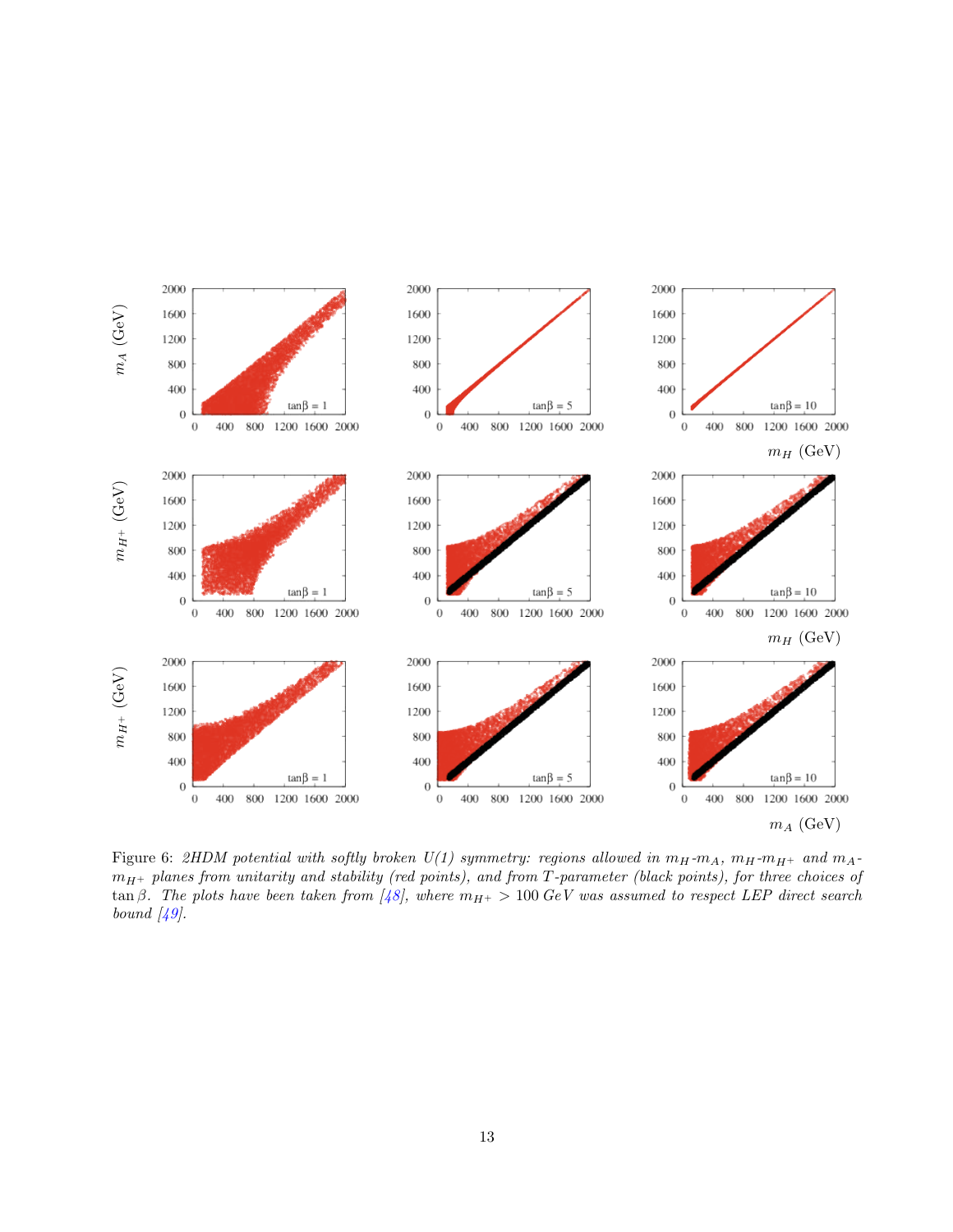Figure 6: *2HDM potential with softly broken U(1) symmetry: regions allowed in $m_H$-$m_A$, $m_H$-$m_{H^+}$ and $m_A$-$m_{H^+}$ planes from unitarity and stability (red points), and from T-parameter (black points), for three choices of* $\tan\beta$. *The plots have been taken from [48], where* $m_{H^+} > 100\,GeV$ *was assumed to respect LEP direct search bound [49].*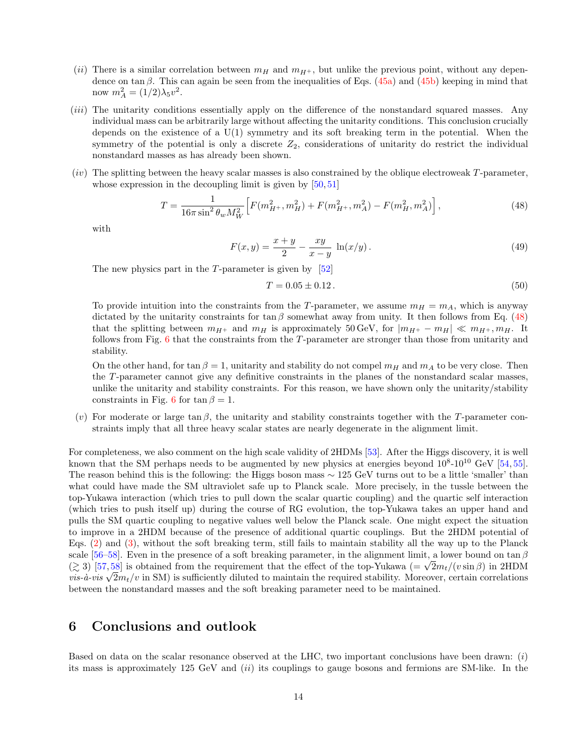(*ii*) There is a similar correlation between $m_H$ and $m_{H^+}$, but unlike the previous point, without any dependence on $\tan\beta$. This can again be seen from the inequalities of Eqs. (45a) and (45b) keeping in mind that now $m_A^2 = (1/2)\lambda_5 v^2$.

(*iii*) The unitarity conditions essentially apply on the difference of the nonstandard squared masses. Any individual mass can be arbitrarily large without affecting the unitarity conditions. This conclusion crucially depends on the existence of a U(1) symmetry and its soft breaking term in the potential. When the symmetry of the potential is only a discrete $Z_2$, considerations of unitarity do restrict the individual nonstandard masses as has already been shown.

(*iv*) The splitting between the heavy scalar masses is also constrained by the oblique electroweak $T$-parameter, whose expression in the decoupling limit is given by [50, 51]

$$T = \frac{1}{16\pi \sin^2\theta_w M_W^2}\Big[F(m_{H^+}^2, m_H^2) + F(m_{H^+}^2, m_A^2) - F(m_H^2, m_A^2)\Big]\,, \tag{48}$$

with

$$F(x,y) = \frac{x+y}{2} - \frac{xy}{x-y}\,\ln(x/y)\,. \tag{49}$$

The new physics part in the $T$-parameter is given by [52]

$$T = 0.05 \pm 0.12\,. \tag{50}$$

To provide intuition into the constraints from the $T$-parameter, we assume $m_H = m_A$, which is anyway dictated by the unitarity constraints for $\tan\beta$ somewhat away from unity. It then follows from Eq. (48) that the splitting between $m_{H^+}$ and $m_H$ is approximately 50 GeV, for $|m_{H^+} - m_H| \ll m_{H^+}, m_H$. It follows from Fig. 6 that the constraints from the $T$-parameter are stronger than those from unitarity and stability.

On the other hand, for $\tan\beta = 1$, unitarity and stability do not compel $m_H$ and $m_A$ to be very close. Then the $T$-parameter cannot give any definitive constraints in the planes of the nonstandard scalar masses, unlike the unitarity and stability constraints. For this reason, we have shown only the unitarity/stability constraints in Fig. 6 for $\tan\beta = 1$.

(*v*) For moderate or large $\tan\beta$, the unitarity and stability constraints together with the $T$-parameter constraints imply that all three heavy scalar states are nearly degenerate in the alignment limit.

For completeness, we also comment on the high scale validity of 2HDMs [53]. After the Higgs discovery, it is well known that the SM perhaps needs to be augmented by new physics at energies beyond $10^8$-$10^{10}$ GeV [54, 55]. The reason behind this is the following: the Higgs boson mass $\sim 125$ GeV turns out to be a little 'smaller' than what could have made the SM ultraviolet safe up to Planck scale. More precisely, in the tussle between the top-Yukawa interaction (which tries to pull down the scalar quartic coupling) and the quartic self interaction (which tries to push itself up) during the course of RG evolution, the top-Yukawa takes an upper hand and pulls the SM quartic coupling to negative values well below the Planck scale. One might expect the situation to improve in a 2HDM because of the presence of additional quartic couplings. But the 2HDM potential of Eqs. (2) and (3), without the soft breaking term, still fails to maintain stability all the way up to the Planck scale [56–58]. Even in the presence of a soft breaking parameter, in the alignment limit, a lower bound on $\tan\beta$ ($\gtrsim 3$) [57, 58] is obtained from the requirement that the effect of the top-Yukawa ($= \sqrt{2}m_t/(v\sin\beta)$ in 2HDM *vis-à-vis* $\sqrt{2}m_t/v$ in SM) is sufficiently diluted to maintain the required stability. Moreover, certain correlations between the nonstandard masses and the soft breaking parameter need to be maintained.

## 6 Conclusions and outlook

Based on data on the scalar resonance observed at the LHC, two important conclusions have been drawn: (*i*) its mass is approximately 125 GeV and (*ii*) its couplings to gauge bosons and fermions are SM-like. In the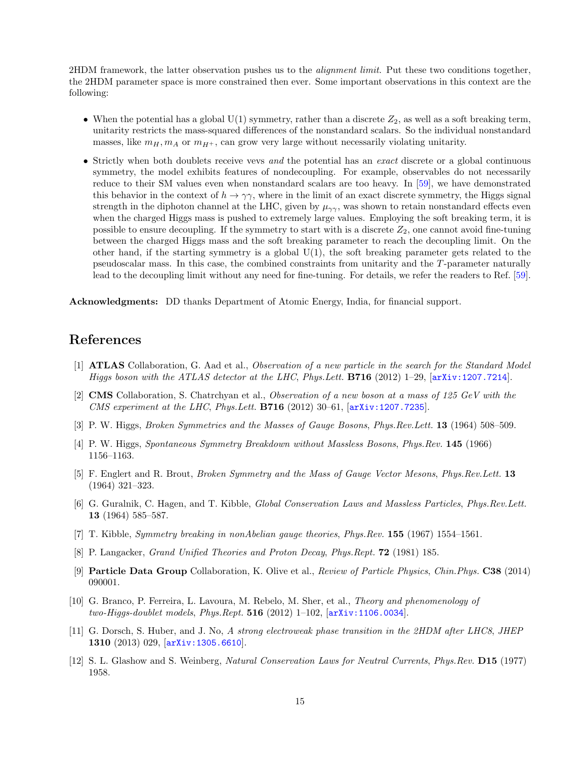2HDM framework, the latter observation pushes us to the *alignment limit*. Put these two conditions together, the 2HDM parameter space is more constrained then ever. Some important observations in this context are the following:

- When the potential has a global U(1) symmetry, rather than a discrete $Z_2$, as well as a soft breaking term, unitarity restricts the mass-squared differences of the nonstandard scalars. So the individual nonstandard masses, like $m_H, m_A$ or $m_{H^+}$, can grow very large without necessarily violating unitarity.
- Strictly when both doublets receive vevs *and* the potential has an *exact* discrete or a global continuous symmetry, the model exhibits features of nondecoupling. For example, observables do not necessarily reduce to their SM values even when nonstandard scalars are too heavy. In [59], we have demonstrated this behavior in the context of $h \to \gamma\gamma$, where in the limit of an exact discrete symmetry, the Higgs signal strength in the diphoton channel at the LHC, given by $\mu_{\gamma\gamma}$, was shown to retain nonstandard effects even when the charged Higgs mass is pushed to extremely large values. Employing the soft breaking term, it is possible to ensure decoupling. If the symmetry to start with is a discrete $Z_2$, one cannot avoid fine-tuning between the charged Higgs mass and the soft breaking parameter to reach the decoupling limit. On the other hand, if the starting symmetry is a global U(1), the soft breaking parameter gets related to the pseudoscalar mass. In this case, the combined constraints from unitarity and the $T$-parameter naturally lead to the decoupling limit without any need for fine-tuning. For details, we refer the readers to Ref. [59].

**Acknowledgments:** DD thanks Department of Atomic Energy, India, for financial support.

# References

[1] **ATLAS** Collaboration, G. Aad et al., *Observation of a new particle in the search for the Standard Model Higgs boson with the ATLAS detector at the LHC*, *Phys.Lett.* **B716** (2012) 1–29, [arXiv:1207.7214].

[2] **CMS** Collaboration, S. Chatrchyan et al., *Observation of a new boson at a mass of 125 GeV with the CMS experiment at the LHC*, *Phys.Lett.* **B716** (2012) 30–61, [arXiv:1207.7235].

[3] P. W. Higgs, *Broken Symmetries and the Masses of Gauge Bosons*, *Phys.Rev.Lett.* **13** (1964) 508–509.

[4] P. W. Higgs, *Spontaneous Symmetry Breakdown without Massless Bosons*, *Phys.Rev.* **145** (1966) 1156–1163.

[5] F. Englert and R. Brout, *Broken Symmetry and the Mass of Gauge Vector Mesons*, *Phys.Rev.Lett.* **13** (1964) 321–323.

[6] G. Guralnik, C. Hagen, and T. Kibble, *Global Conservation Laws and Massless Particles*, *Phys.Rev.Lett.* **13** (1964) 585–587.

[7] T. Kibble, *Symmetry breaking in nonAbelian gauge theories*, *Phys.Rev.* **155** (1967) 1554–1561.

[8] P. Langacker, *Grand Unified Theories and Proton Decay*, *Phys.Rept.* **72** (1981) 185.

[9] **Particle Data Group** Collaboration, K. Olive et al., *Review of Particle Physics*, *Chin.Phys.* **C38** (2014) 090001.

[10] G. Branco, P. Ferreira, L. Lavoura, M. Rebelo, M. Sher, et al., *Theory and phenomenology of two-Higgs-doublet models*, *Phys.Rept.* **516** (2012) 1–102, [arXiv:1106.0034].

[11] G. Dorsch, S. Huber, and J. No, *A strong electroweak phase transition in the 2HDM after LHC8*, *JHEP* **1310** (2013) 029, [arXiv:1305.6610].

[12] S. L. Glashow and S. Weinberg, *Natural Conservation Laws for Neutral Currents*, *Phys.Rev.* **D15** (1977) 1958.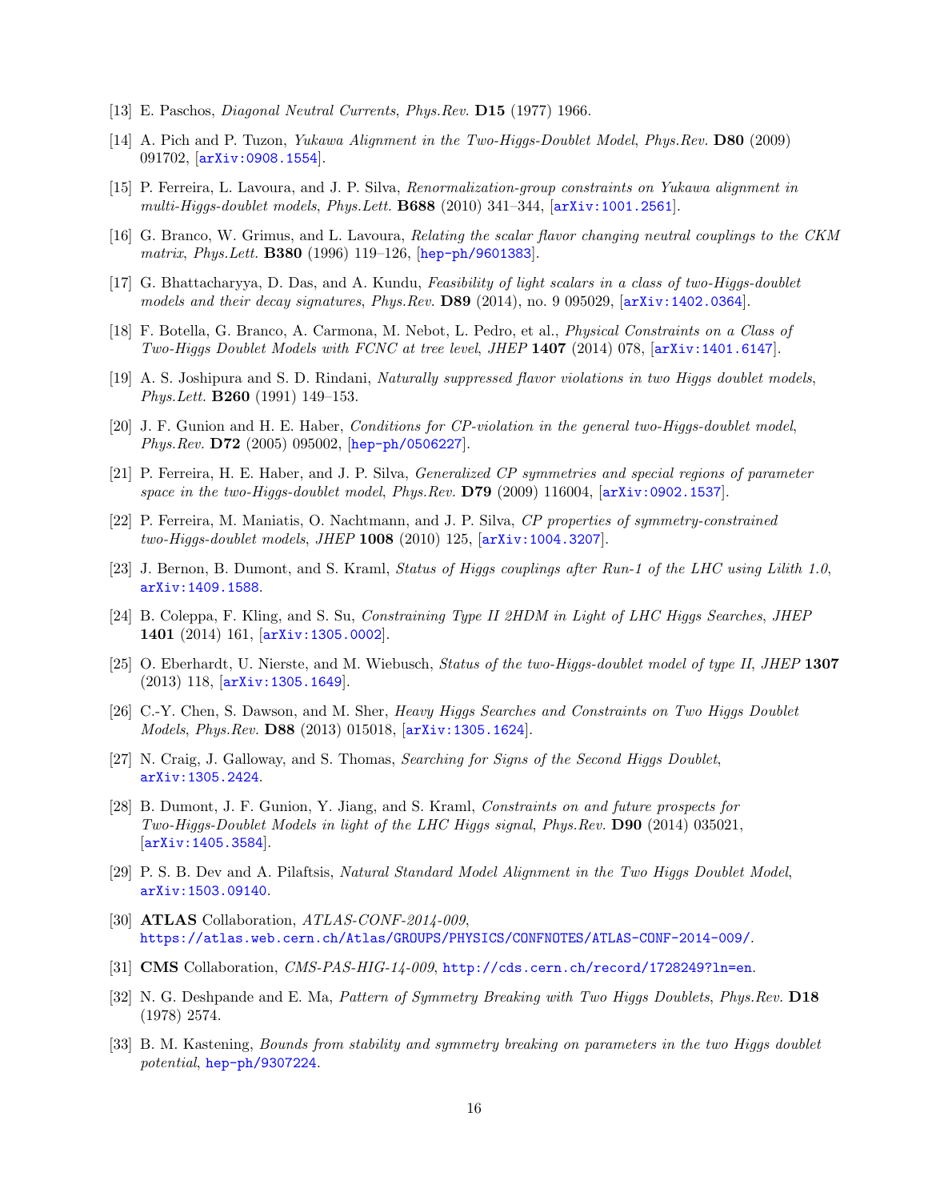[13] E. Paschos, *Diagonal Neutral Currents*, *Phys.Rev.* **D15** (1977) 1966.

[14] A. Pich and P. Tuzon, *Yukawa Alignment in the Two-Higgs-Doublet Model*, *Phys.Rev.* **D80** (2009) 091702, [arXiv:0908.1554].

[15] P. Ferreira, L. Lavoura, and J. P. Silva, *Renormalization-group constraints on Yukawa alignment in multi-Higgs-doublet models*, *Phys.Lett.* **B688** (2010) 341–344, [arXiv:1001.2561].

[16] G. Branco, W. Grimus, and L. Lavoura, *Relating the scalar flavor changing neutral couplings to the CKM matrix*, *Phys.Lett.* **B380** (1996) 119–126, [hep-ph/9601383].

[17] G. Bhattacharyya, D. Das, and A. Kundu, *Feasibility of light scalars in a class of two-Higgs-doublet models and their decay signatures*, *Phys.Rev.* **D89** (2014), no. 9 095029, [arXiv:1402.0364].

[18] F. Botella, G. Branco, A. Carmona, M. Nebot, L. Pedro, et al., *Physical Constraints on a Class of Two-Higgs Doublet Models with FCNC at tree level*, *JHEP* **1407** (2014) 078, [arXiv:1401.6147].

[19] A. S. Joshipura and S. D. Rindani, *Naturally suppressed flavor violations in two Higgs doublet models*, *Phys.Lett.* **B260** (1991) 149–153.

[20] J. F. Gunion and H. E. Haber, *Conditions for CP-violation in the general two-Higgs-doublet model*, *Phys.Rev.* **D72** (2005) 095002, [hep-ph/0506227].

[21] P. Ferreira, H. E. Haber, and J. P. Silva, *Generalized CP symmetries and special regions of parameter space in the two-Higgs-doublet model*, *Phys.Rev.* **D79** (2009) 116004, [arXiv:0902.1537].

[22] P. Ferreira, M. Maniatis, O. Nachtmann, and J. P. Silva, *CP properties of symmetry-constrained two-Higgs-doublet models*, *JHEP* **1008** (2010) 125, [arXiv:1004.3207].

[23] J. Bernon, B. Dumont, and S. Kraml, *Status of Higgs couplings after Run-1 of the LHC using Lilith 1.0*, arXiv:1409.1588.

[24] B. Coleppa, F. Kling, and S. Su, *Constraining Type II 2HDM in Light of LHC Higgs Searches*, *JHEP* **1401** (2014) 161, [arXiv:1305.0002].

[25] O. Eberhardt, U. Nierste, and M. Wiebusch, *Status of the two-Higgs-doublet model of type II*, *JHEP* **1307** (2013) 118, [arXiv:1305.1649].

[26] C.-Y. Chen, S. Dawson, and M. Sher, *Heavy Higgs Searches and Constraints on Two Higgs Doublet Models*, *Phys.Rev.* **D88** (2013) 015018, [arXiv:1305.1624].

[27] N. Craig, J. Galloway, and S. Thomas, *Searching for Signs of the Second Higgs Doublet*, arXiv:1305.2424.

[28] B. Dumont, J. F. Gunion, Y. Jiang, and S. Kraml, *Constraints on and future prospects for Two-Higgs-Doublet Models in light of the LHC Higgs signal*, *Phys.Rev.* **D90** (2014) 035021, [arXiv:1405.3584].

[29] P. S. B. Dev and A. Pilaftsis, *Natural Standard Model Alignment in the Two Higgs Doublet Model*, arXiv:1503.09140.

[30] **ATLAS** Collaboration, *ATLAS-CONF-2014-009*, https://atlas.web.cern.ch/Atlas/GROUPS/PHYSICS/CONFNOTES/ATLAS-CONF-2014-009/.

[31] **CMS** Collaboration, *CMS-PAS-HIG-14-009*, http://cds.cern.ch/record/1728249?ln=en.

[32] N. G. Deshpande and E. Ma, *Pattern of Symmetry Breaking with Two Higgs Doublets*, *Phys.Rev.* **D18** (1978) 2574.

[33] B. M. Kastening, *Bounds from stability and symmetry breaking on parameters in the two Higgs doublet potential*, hep-ph/9307224.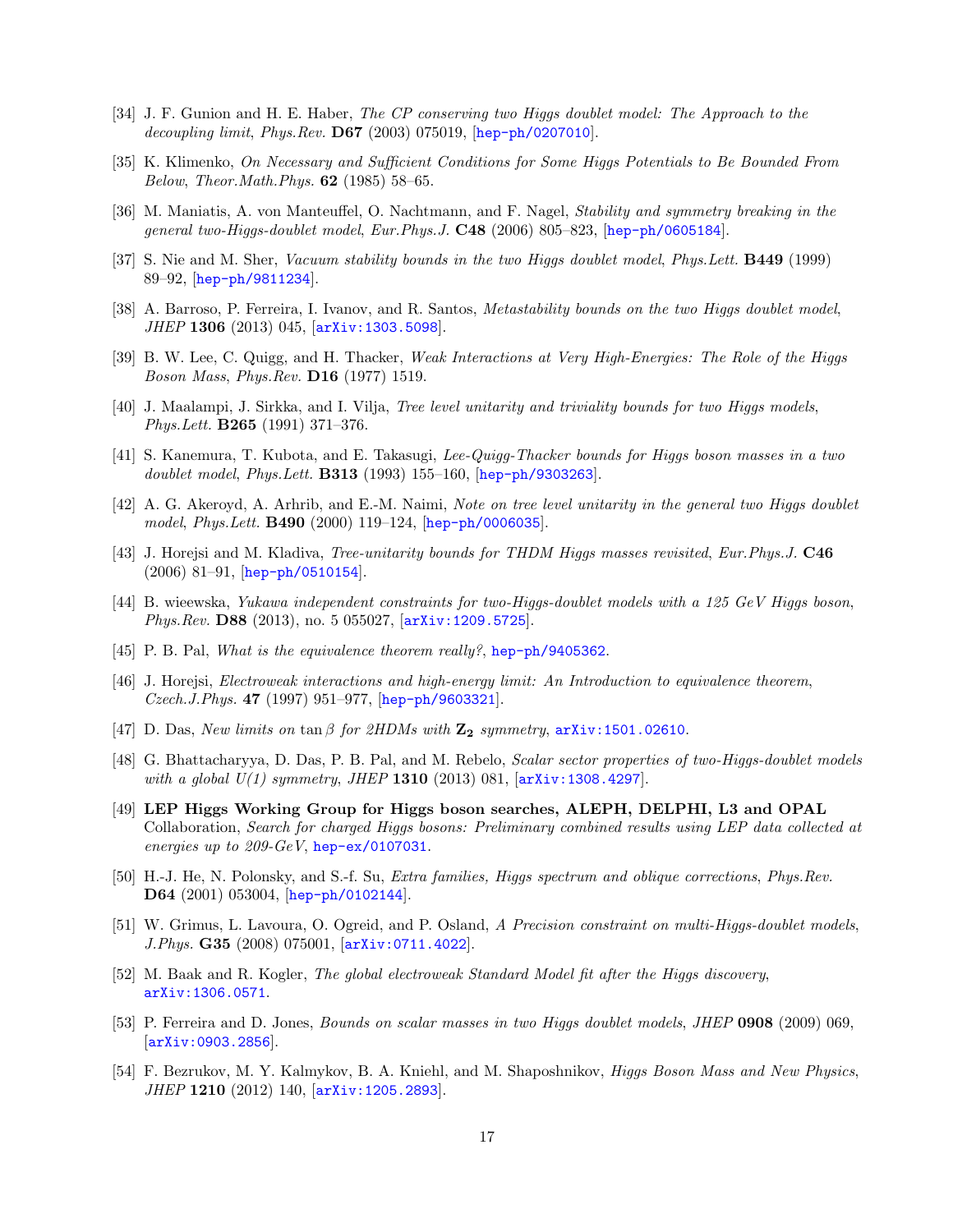[34] J. F. Gunion and H. E. Haber, *The CP conserving two Higgs doublet model: The Approach to the decoupling limit*, *Phys.Rev.* **D67** (2003) 075019, [hep-ph/0207010].

[35] K. Klimenko, *On Necessary and Sufficient Conditions for Some Higgs Potentials to Be Bounded From Below*, *Theor.Math.Phys.* **62** (1985) 58–65.

[36] M. Maniatis, A. von Manteuffel, O. Nachtmann, and F. Nagel, *Stability and symmetry breaking in the general two-Higgs-doublet model*, *Eur.Phys.J.* **C48** (2006) 805–823, [hep-ph/0605184].

[37] S. Nie and M. Sher, *Vacuum stability bounds in the two Higgs doublet model*, *Phys.Lett.* **B449** (1999) 89–92, [hep-ph/9811234].

[38] A. Barroso, P. Ferreira, I. Ivanov, and R. Santos, *Metastability bounds on the two Higgs doublet model*, *JHEP* **1306** (2013) 045, [arXiv:1303.5098].

[39] B. W. Lee, C. Quigg, and H. Thacker, *Weak Interactions at Very High-Energies: The Role of the Higgs Boson Mass*, *Phys.Rev.* **D16** (1977) 1519.

[40] J. Maalampi, J. Sirkka, and I. Vilja, *Tree level unitarity and triviality bounds for two Higgs models*, *Phys.Lett.* **B265** (1991) 371–376.

[41] S. Kanemura, T. Kubota, and E. Takasugi, *Lee-Quigg-Thacker bounds for Higgs boson masses in a two doublet model*, *Phys.Lett.* **B313** (1993) 155–160, [hep-ph/9303263].

[42] A. G. Akeroyd, A. Arhrib, and E.-M. Naimi, *Note on tree level unitarity in the general two Higgs doublet model*, *Phys.Lett.* **B490** (2000) 119–124, [hep-ph/0006035].

[43] J. Horejsi and M. Kladiva, *Tree-unitarity bounds for THDM Higgs masses revisited*, *Eur.Phys.J.* **C46** (2006) 81–91, [hep-ph/0510154].

[44] B. wieewska, *Yukawa independent constraints for two-Higgs-doublet models with a 125 GeV Higgs boson*, *Phys.Rev.* **D88** (2013), no. 5 055027, [arXiv:1209.5725].

[45] P. B. Pal, *What is the equivalence theorem really?*, hep-ph/9405362.

[46] J. Horejsi, *Electroweak interactions and high-energy limit: An Introduction to equivalence theorem*, *Czech.J.Phys.* **47** (1997) 951–977, [hep-ph/9603321].

[47] D. Das, *New limits on* $\tan\beta$ *for 2HDMs with* $\mathbf{Z_2}$ *symmetry*, arXiv:1501.02610.

[48] G. Bhattacharyya, D. Das, P. B. Pal, and M. Rebelo, *Scalar sector properties of two-Higgs-doublet models with a global U(1) symmetry*, *JHEP* **1310** (2013) 081, [arXiv:1308.4297].

[49] **LEP Higgs Working Group for Higgs boson searches, ALEPH, DELPHI, L3 and OPAL** Collaboration, *Search for charged Higgs bosons: Preliminary combined results using LEP data collected at energies up to 209-GeV*, hep-ex/0107031.

[50] H.-J. He, N. Polonsky, and S.-f. Su, *Extra families, Higgs spectrum and oblique corrections*, *Phys.Rev.* **D64** (2001) 053004, [hep-ph/0102144].

[51] W. Grimus, L. Lavoura, O. Ogreid, and P. Osland, *A Precision constraint on multi-Higgs-doublet models*, *J.Phys.* **G35** (2008) 075001, [arXiv:0711.4022].

[52] M. Baak and R. Kogler, *The global electroweak Standard Model fit after the Higgs discovery*, arXiv:1306.0571.

[53] P. Ferreira and D. Jones, *Bounds on scalar masses in two Higgs doublet models*, *JHEP* **0908** (2009) 069, [arXiv:0903.2856].

[54] F. Bezrukov, M. Y. Kalmykov, B. A. Kniehl, and M. Shaposhnikov, *Higgs Boson Mass and New Physics*, *JHEP* **1210** (2012) 140, [arXiv:1205.2893].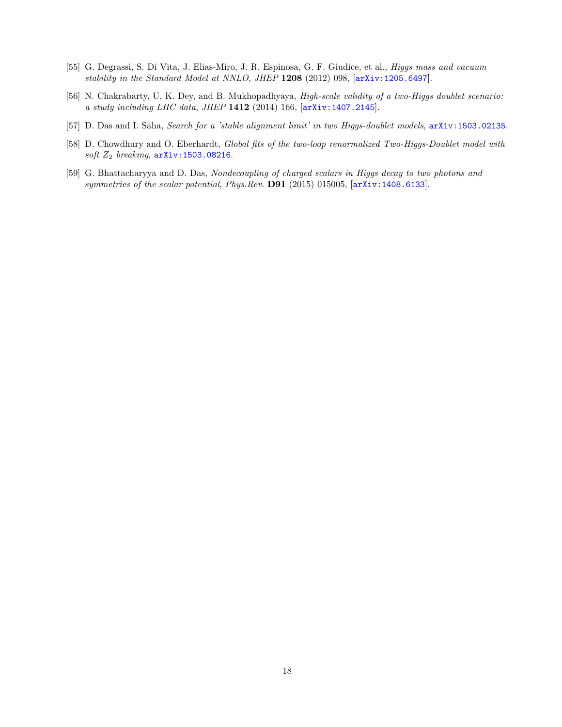[55] G. Degrassi, S. Di Vita, J. Elias-Miro, J. R. Espinosa, G. F. Giudice, et al., *Higgs mass and vacuum stability in the Standard Model at NNLO*, *JHEP* **1208** (2012) 098, [arXiv:1205.6497].

[56] N. Chakrabarty, U. K. Dey, and B. Mukhopadhyaya, *High-scale validity of a two-Higgs doublet scenario: a study including LHC data*, *JHEP* **1412** (2014) 166, [arXiv:1407.2145].

[57] D. Das and I. Saha, *Search for a 'stable alignment limit' in two Higgs-doublet models*, arXiv:1503.02135.

[58] D. Chowdhury and O. Eberhardt, *Global fits of the two-loop renormalized Two-Higgs-Doublet model with soft $Z_2$ breaking*, arXiv:1503.08216.

[59] G. Bhattacharyya and D. Das, *Nondecoupling of charged scalars in Higgs decay to two photons and symmetries of the scalar potential*, *Phys.Rev.* **D91** (2015) 015005, [arXiv:1408.6133].